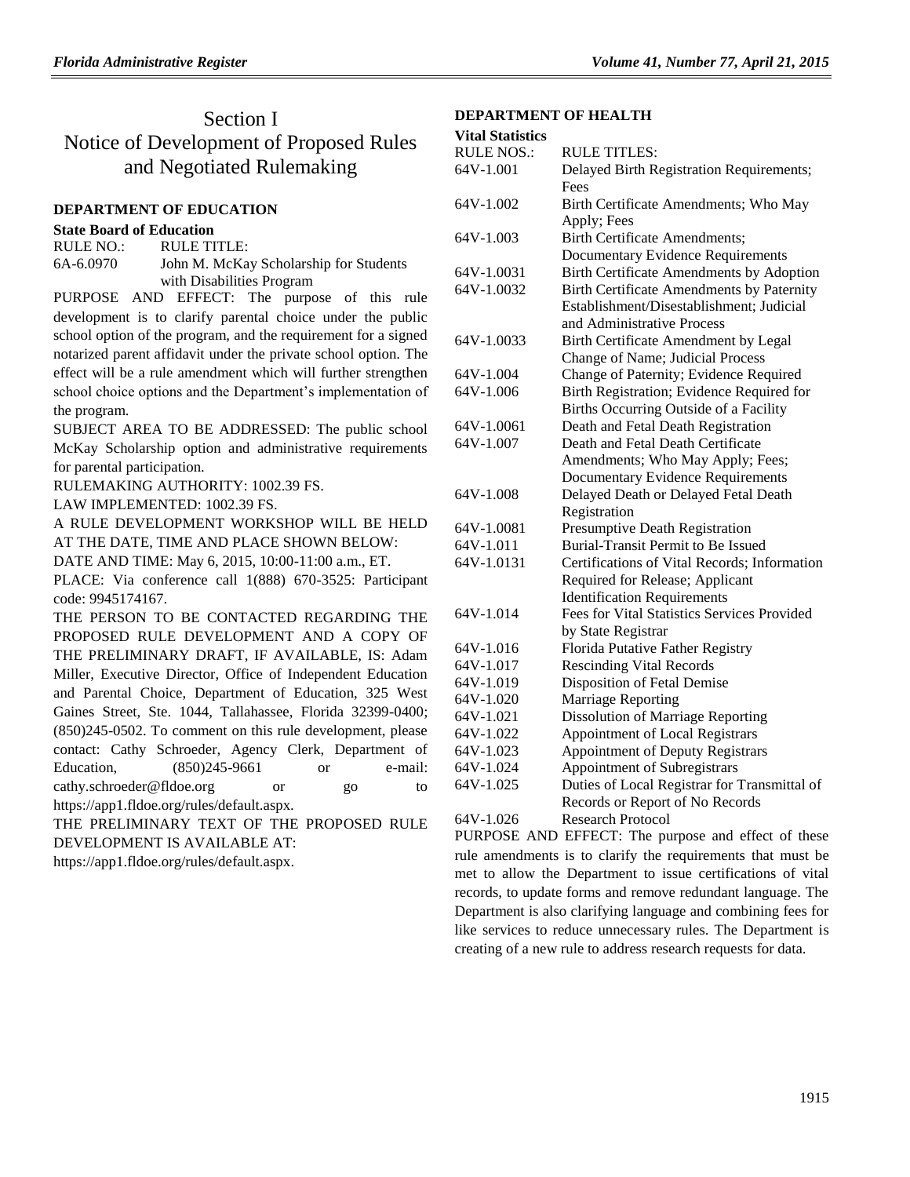# Section I
# Notice of Development of Proposed Rules and Negotiated Rulemaking

### DEPARTMENT OF EDUCATION

**State Board of Education**

| RULE NO.: | RULE TITLE: |
| --- | --- |
| 6A-6.0970 | John M. McKay Scholarship for Students with Disabilities Program |

PURPOSE AND EFFECT: The purpose of this rule development is to clarify parental choice under the public school option of the program, and the requirement for a signed notarized parent affidavit under the private school option. The effect will be a rule amendment which will further strengthen school choice options and the Department's implementation of the program.

SUBJECT AREA TO BE ADDRESSED: The public school McKay Scholarship option and administrative requirements for parental participation.

RULEMAKING AUTHORITY: 1002.39 FS.

LAW IMPLEMENTED: 1002.39 FS.

A RULE DEVELOPMENT WORKSHOP WILL BE HELD AT THE DATE, TIME AND PLACE SHOWN BELOW:

DATE AND TIME: May 6, 2015, 10:00-11:00 a.m., ET.

PLACE: Via conference call 1(888) 670-3525: Participant code: 9945174167.

THE PERSON TO BE CONTACTED REGARDING THE PROPOSED RULE DEVELOPMENT AND A COPY OF THE PRELIMINARY DRAFT, IF AVAILABLE, IS: Adam Miller, Executive Director, Office of Independent Education and Parental Choice, Department of Education, 325 West Gaines Street, Ste. 1044, Tallahassee, Florida 32399-0400; (850)245-0502. To comment on this rule development, please contact: Cathy Schroeder, Agency Clerk, Department of Education, (850)245-9661 or e-mail: cathy.schroeder@fldoe.org or go to https://app1.fldoe.org/rules/default.aspx.

THE PRELIMINARY TEXT OF THE PROPOSED RULE DEVELOPMENT IS AVAILABLE AT: https://app1.fldoe.org/rules/default.aspx.

### DEPARTMENT OF HEALTH

**Vital Statistics**

| RULE NOS.: | RULE TITLES: |
| --- | --- |
| 64V-1.001 | Delayed Birth Registration Requirements; Fees |
| 64V-1.002 | Birth Certificate Amendments; Who May Apply; Fees |
| 64V-1.003 | Birth Certificate Amendments; Documentary Evidence Requirements |
| 64V-1.0031 | Birth Certificate Amendments by Adoption |
| 64V-1.0032 | Birth Certificate Amendments by Paternity Establishment/Disestablishment; Judicial and Administrative Process |
| 64V-1.0033 | Birth Certificate Amendment by Legal Change of Name; Judicial Process |
| 64V-1.004 | Change of Paternity; Evidence Required |
| 64V-1.006 | Birth Registration; Evidence Required for Births Occurring Outside of a Facility |
| 64V-1.0061 | Death and Fetal Death Registration |
| 64V-1.007 | Death and Fetal Death Certificate Amendments; Who May Apply; Fees; Documentary Evidence Requirements |
| 64V-1.008 | Delayed Death or Delayed Fetal Death Registration |
| 64V-1.0081 | Presumptive Death Registration |
| 64V-1.011 | Burial-Transit Permit to Be Issued |
| 64V-1.0131 | Certifications of Vital Records; Information Required for Release; Applicant Identification Requirements |
| 64V-1.014 | Fees for Vital Statistics Services Provided by State Registrar |
| 64V-1.016 | Florida Putative Father Registry |
| 64V-1.017 | Rescinding Vital Records |
| 64V-1.019 | Disposition of Fetal Demise |
| 64V-1.020 | Marriage Reporting |
| 64V-1.021 | Dissolution of Marriage Reporting |
| 64V-1.022 | Appointment of Local Registrars |
| 64V-1.023 | Appointment of Deputy Registrars |
| 64V-1.024 | Appointment of Subregistrars |
| 64V-1.025 | Duties of Local Registrar for Transmittal of Records or Report of No Records |
| 64V-1.026 | Research Protocol |

PURPOSE AND EFFECT: The purpose and effect of these rule amendments is to clarify the requirements that must be met to allow the Department to issue certifications of vital records, to update forms and remove redundant language. The Department is also clarifying language and combining fees for like services to reduce unnecessary rules. The Department is creating of a new rule to address research requests for data.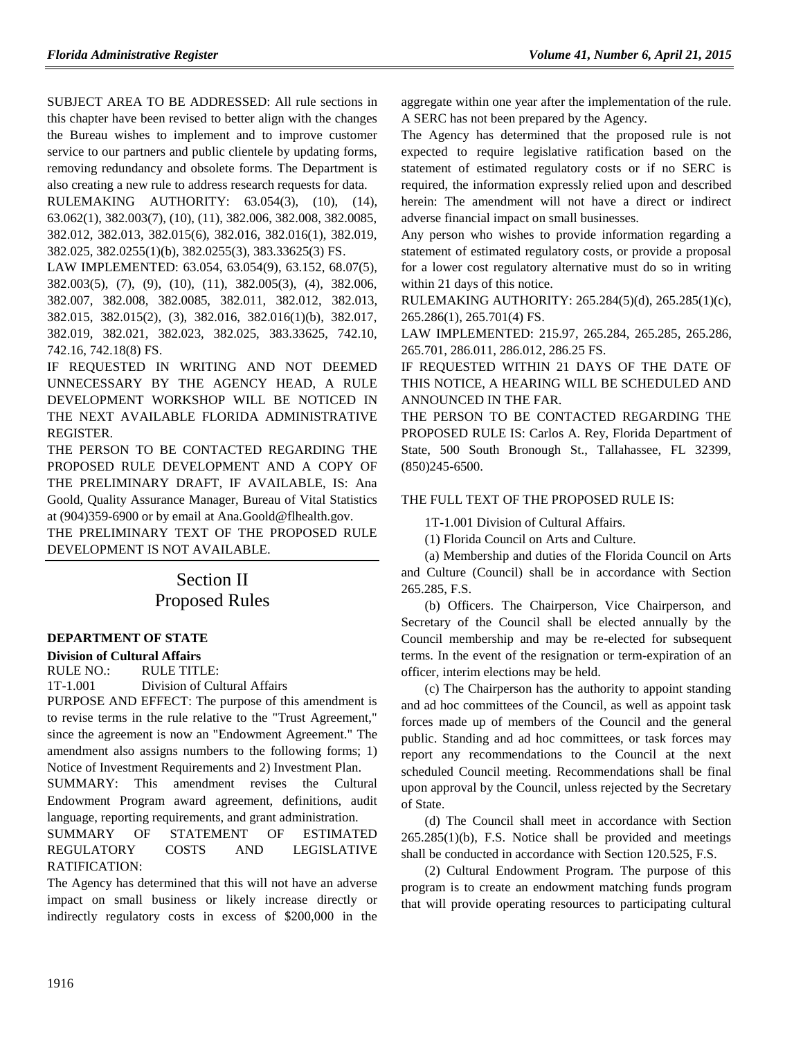SUBJECT AREA TO BE ADDRESSED: All rule sections in this chapter have been revised to better align with the changes the Bureau wishes to implement and to improve customer service to our partners and public clientele by updating forms, removing redundancy and obsolete forms. The Department is also creating a new rule to address research requests for data.

RULEMAKING AUTHORITY: 63.054(3), (10), (14), 63.062(1), 382.003(7), (10), (11), 382.006, 382.008, 382.0085, 382.012, 382.013, 382.015(6), 382.016, 382.016(1), 382.019, 382.025, 382.0255(1)(b), 382.0255(3), 383.33625(3) FS.

LAW IMPLEMENTED: 63.054, 63.054(9), 63.152, 68.07(5), 382.003(5), (7), (9), (10), (11), 382.005(3), (4), 382.006, 382.007, 382.008, 382.0085, 382.011, 382.012, 382.013, 382.015, 382.015(2), (3), 382.016, 382.016(1)(b), 382.017, 382.019, 382.021, 382.023, 382.025, 383.33625, 742.10, 742.16, 742.18(8) FS.

IF REQUESTED IN WRITING AND NOT DEEMED UNNECESSARY BY THE AGENCY HEAD, A RULE DEVELOPMENT WORKSHOP WILL BE NOTICED IN THE NEXT AVAILABLE FLORIDA ADMINISTRATIVE REGISTER.

THE PERSON TO BE CONTACTED REGARDING THE PROPOSED RULE DEVELOPMENT AND A COPY OF THE PRELIMINARY DRAFT, IF AVAILABLE, IS: Ana Goold, Quality Assurance Manager, Bureau of Vital Statistics at (904)359-6900 or by email at Ana.Goold@flhealth.gov.

THE PRELIMINARY TEXT OF THE PROPOSED RULE DEVELOPMENT IS NOT AVAILABLE.

# Section II
# Proposed Rules

**DEPARTMENT OF STATE**

**Division of Cultural Affairs**

RULE NO.: RULE TITLE:

1T-1.001 Division of Cultural Affairs

PURPOSE AND EFFECT: The purpose of this amendment is to revise terms in the rule relative to the "Trust Agreement," since the agreement is now an "Endowment Agreement." The amendment also assigns numbers to the following forms; 1) Notice of Investment Requirements and 2) Investment Plan.

SUMMARY: This amendment revises the Cultural Endowment Program award agreement, definitions, audit language, reporting requirements, and grant administration.

SUMMARY OF STATEMENT OF ESTIMATED REGULATORY COSTS AND LEGISLATIVE RATIFICATION:

The Agency has determined that this will not have an adverse impact on small business or likely increase directly or indirectly regulatory costs in excess of $200,000 in the aggregate within one year after the implementation of the rule. A SERC has not been prepared by the Agency.

The Agency has determined that the proposed rule is not expected to require legislative ratification based on the statement of estimated regulatory costs or if no SERC is required, the information expressly relied upon and described herein: The amendment will not have a direct or indirect adverse financial impact on small businesses.

Any person who wishes to provide information regarding a statement of estimated regulatory costs, or provide a proposal for a lower cost regulatory alternative must do so in writing within 21 days of this notice.

RULEMAKING AUTHORITY: 265.284(5)(d), 265.285(1)(c), 265.286(1), 265.701(4) FS.

LAW IMPLEMENTED: 215.97, 265.284, 265.285, 265.286, 265.701, 286.011, 286.012, 286.25 FS.

IF REQUESTED WITHIN 21 DAYS OF THE DATE OF THIS NOTICE, A HEARING WILL BE SCHEDULED AND ANNOUNCED IN THE FAR.

THE PERSON TO BE CONTACTED REGARDING THE PROPOSED RULE IS: Carlos A. Rey, Florida Department of State, 500 South Bronough St., Tallahassee, FL 32399, (850)245-6500.

THE FULL TEXT OF THE PROPOSED RULE IS:

1T-1.001 Division of Cultural Affairs.

(1) Florida Council on Arts and Culture.

(a) Membership and duties of the Florida Council on Arts and Culture (Council) shall be in accordance with Section 265.285, F.S.

(b) Officers. The Chairperson, Vice Chairperson, and Secretary of the Council shall be elected annually by the Council membership and may be re-elected for subsequent terms. In the event of the resignation or term-expiration of an officer, interim elections may be held.

(c) The Chairperson has the authority to appoint standing and ad hoc committees of the Council, as well as appoint task forces made up of members of the Council and the general public. Standing and ad hoc committees, or task forces may report any recommendations to the Council at the next scheduled Council meeting. Recommendations shall be final upon approval by the Council, unless rejected by the Secretary of State.

(d) The Council shall meet in accordance with Section 265.285(1)(b), F.S. Notice shall be provided and meetings shall be conducted in accordance with Section 120.525, F.S.

(2) Cultural Endowment Program. The purpose of this program is to create an endowment matching funds program that will provide operating resources to participating cultural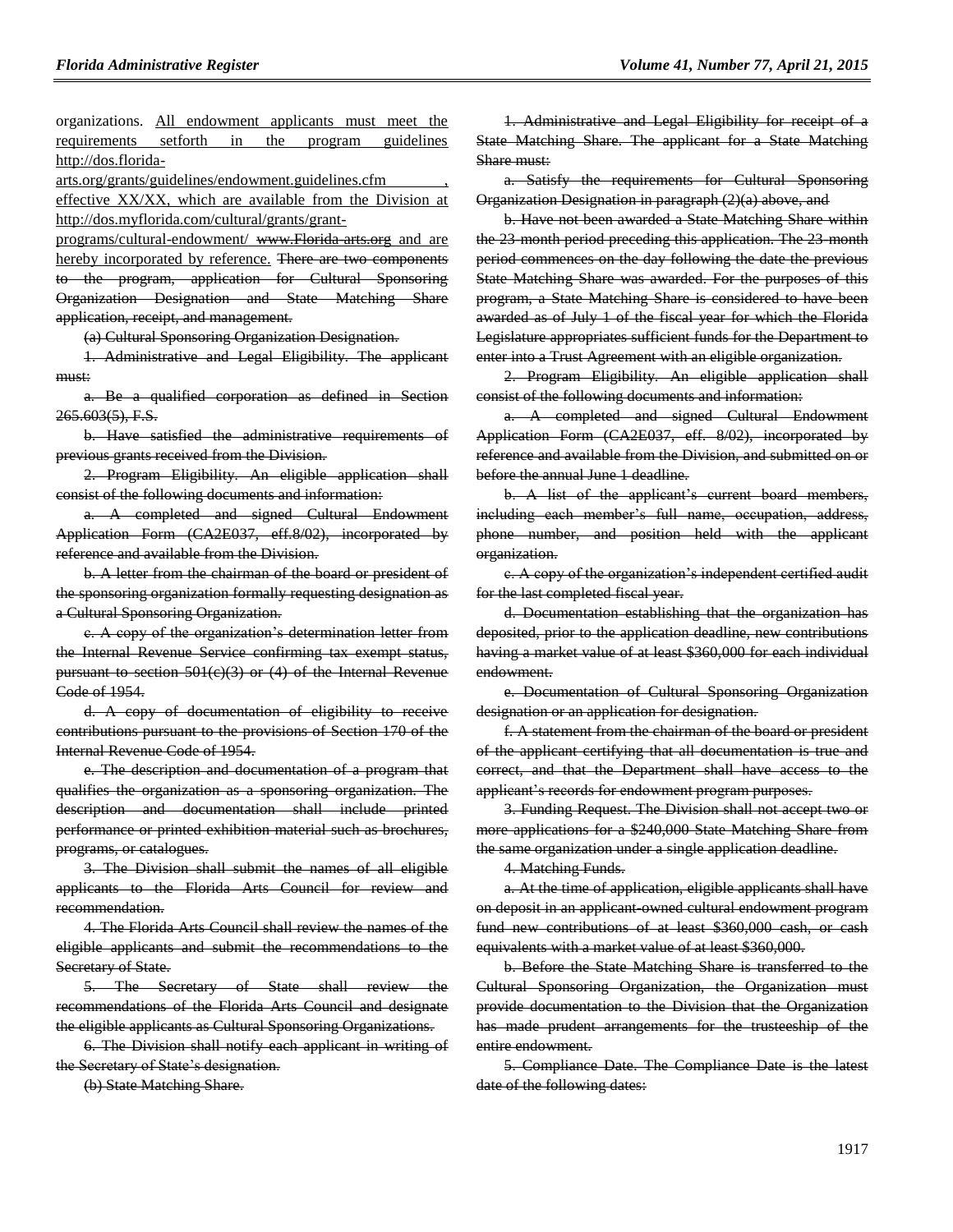organizations. <u>All endowment applicants must meet the requirements setforth in the program guidelines http://dos.florida-arts.org/grants/guidelines/endowment.guidelines.cfm , effective XX/XX, which are available from the Division at http://dos.myflorida.com/cultural/grants/grant-programs/cultural-endowment/</u> ~~www.Florida-arts.org~~ <u>and are hereby incorporated by reference.</u> ~~There are two components to the program, application for Cultural Sponsoring Organization Designation and State Matching Share application, receipt, and management.~~

~~(a) Cultural Sponsoring Organization Designation.~~

~~1. Administrative and Legal Eligibility. The applicant must:~~

~~a. Be a qualified corporation as defined in Section 265.603(5), F.S.~~

~~b. Have satisfied the administrative requirements of previous grants received from the Division.~~

~~2. Program Eligibility. An eligible application shall consist of the following documents and information:~~

~~a. A completed and signed Cultural Endowment Application Form (CA2E037, eff.8/02), incorporated by reference and available from the Division.~~

~~b. A letter from the chairman of the board or president of the sponsoring organization formally requesting designation as a Cultural Sponsoring Organization.~~

~~c. A copy of the organization's determination letter from the Internal Revenue Service confirming tax exempt status, pursuant to section 501(c)(3) or (4) of the Internal Revenue Code of 1954.~~

~~d. A copy of documentation of eligibility to receive contributions pursuant to the provisions of Section 170 of the Internal Revenue Code of 1954.~~

~~e. The description and documentation of a program that qualifies the organization as a sponsoring organization. The description and documentation shall include printed performance or printed exhibition material such as brochures, programs, or catalogues.~~

~~3. The Division shall submit the names of all eligible applicants to the Florida Arts Council for review and recommendation.~~

~~4. The Florida Arts Council shall review the names of the eligible applicants and submit the recommendations to the Secretary of State.~~

~~5. The Secretary of State shall review the recommendations of the Florida Arts Council and designate the eligible applicants as Cultural Sponsoring Organizations.~~

~~6. The Division shall notify each applicant in writing of the Secretary of State's designation.~~

~~(b) State Matching Share.~~

~~1. Administrative and Legal Eligibility for receipt of a State Matching Share. The applicant for a State Matching Share must:~~

~~a. Satisfy the requirements for Cultural Sponsoring Organization Designation in paragraph (2)(a) above, and~~

~~b. Have not been awarded a State Matching Share within the 23-month period preceding this application. The 23-month period commences on the day following the date the previous State Matching Share was awarded. For the purposes of this program, a State Matching Share is considered to have been awarded as of July 1 of the fiscal year for which the Florida Legislature appropriates sufficient funds for the Department to enter into a Trust Agreement with an eligible organization.~~

~~2. Program Eligibility. An eligible application shall consist of the following documents and information:~~

~~a. A completed and signed Cultural Endowment Application Form (CA2E037, eff. 8/02), incorporated by reference and available from the Division, and submitted on or before the annual June 1 deadline.~~

~~b. A list of the applicant's current board members, including each member's full name, occupation, address, phone number, and position held with the applicant organization.~~

~~c. A copy of the organization's independent certified audit for the last completed fiscal year.~~

~~d. Documentation establishing that the organization has deposited, prior to the application deadline, new contributions having a market value of at least $360,000 for each individual endowment.~~

~~e. Documentation of Cultural Sponsoring Organization designation or an application for designation.~~

~~f. A statement from the chairman of the board or president of the applicant certifying that all documentation is true and correct, and that the Department shall have access to the applicant's records for endowment program purposes.~~

~~3. Funding Request. The Division shall not accept two or more applications for a $240,000 State Matching Share from the same organization under a single application deadline.~~

~~4. Matching Funds.~~

~~a. At the time of application, eligible applicants shall have on deposit in an applicant-owned cultural endowment program fund new contributions of at least $360,000 cash, or cash equivalents with a market value of at least $360,000.~~

~~b. Before the State Matching Share is transferred to the Cultural Sponsoring Organization, the Organization must provide documentation to the Division that the Organization has made prudent arrangements for the trusteeship of the entire endowment.~~

~~5. Compliance Date. The Compliance Date is the latest date of the following dates:~~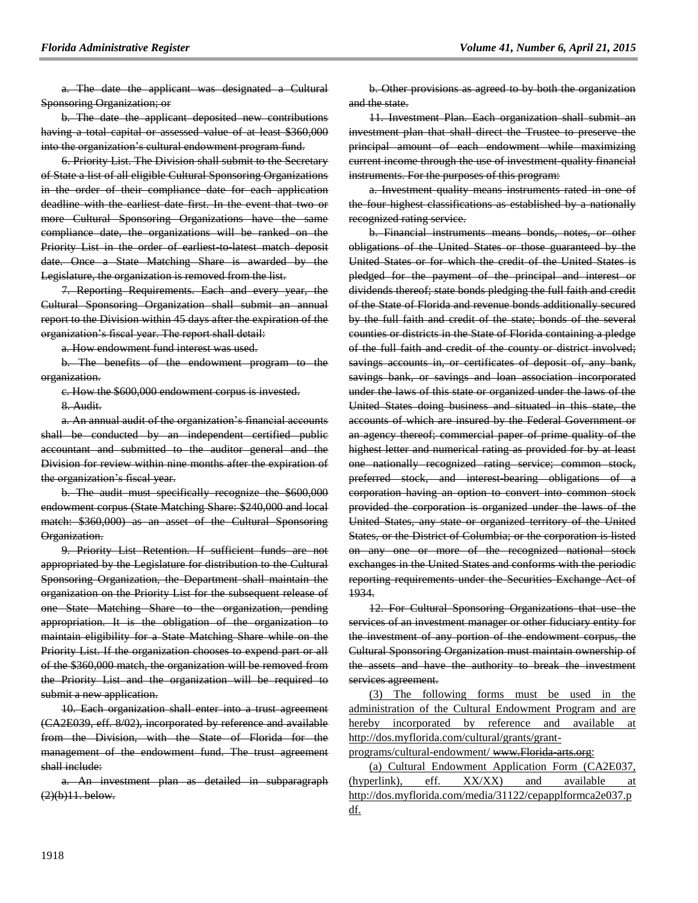a. The date the applicant was designated a Cultural Sponsoring Organization; or

b. The date the applicant deposited new contributions having a total capital or assessed value of at least $360,000 into the organization's cultural endowment program fund.

6. Priority List. The Division shall submit to the Secretary of State a list of all eligible Cultural Sponsoring Organizations in the order of their compliance date for each application deadline with the earliest date first. In the event that two or more Cultural Sponsoring Organizations have the same compliance date, the organizations will be ranked on the Priority List in the order of earliest-to-latest match deposit date. Once a State Matching Share is awarded by the Legislature, the organization is removed from the list.

7. Reporting Requirements. Each and every year, the Cultural Sponsoring Organization shall submit an annual report to the Division within 45 days after the expiration of the organization's fiscal year. The report shall detail:

a. How endowment fund interest was used.

b. The benefits of the endowment program to the organization.

c. How the $600,000 endowment corpus is invested.

8. Audit.

a. An annual audit of the organization's financial accounts shall be conducted by an independent certified public accountant and submitted to the auditor general and the Division for review within nine months after the expiration of the organization's fiscal year.

b. The audit must specifically recognize the $600,000 endowment corpus (State Matching Share: $240,000 and local match: $360,000) as an asset of the Cultural Sponsoring Organization.

9. Priority List Retention. If sufficient funds are not appropriated by the Legislature for distribution to the Cultural Sponsoring Organization, the Department shall maintain the organization on the Priority List for the subsequent release of one State Matching Share to the organization, pending appropriation. It is the obligation of the organization to maintain eligibility for a State Matching Share while on the Priority List. If the organization chooses to expend part or all of the $360,000 match, the organization will be removed from the Priority List and the organization will be required to submit a new application.

10. Each organization shall enter into a trust agreement (CA2E039, eff. 8/02), incorporated by reference and available from the Division, with the State of Florida for the management of the endowment fund. The trust agreement shall include:

a. An investment plan as detailed in subparagraph (2)(b)11. below.

b. Other provisions as agreed to by both the organization and the state.

11. Investment Plan. Each organization shall submit an investment plan that shall direct the Trustee to preserve the principal amount of each endowment while maximizing current income through the use of investment-quality financial instruments. For the purposes of this program:

a. Investment quality means instruments rated in one of the four highest classifications as established by a nationally recognized rating service.

b. Financial instruments means bonds, notes, or other obligations of the United States or those guaranteed by the United States or for which the credit of the United States is pledged for the payment of the principal and interest or dividends thereof; state bonds pledging the full faith and credit of the State of Florida and revenue bonds additionally secured by the full faith and credit of the state; bonds of the several counties or districts in the State of Florida containing a pledge of the full faith and credit of the county or district involved; savings accounts in, or certificates of deposit of, any bank, savings bank, or savings and loan association incorporated under the laws of this state or organized under the laws of the United States doing business and situated in this state, the accounts of which are insured by the Federal Government or an agency thereof; commercial paper of prime quality of the highest letter and numerical rating as provided for by at least one nationally recognized rating service; common stock, preferred stock, and interest-bearing obligations of a corporation having an option to convert into common stock provided the corporation is organized under the laws of the United States, any state or organized territory of the United States, or the District of Columbia; or the corporation is listed on any one or more of the recognized national stock exchanges in the United States and conforms with the periodic reporting requirements under the Securities Exchange Act of 1934.

12. For Cultural Sponsoring Organizations that use the services of an investment manager or other fiduciary entity for the investment of any portion of the endowment corpus, the Cultural Sponsoring Organization must maintain ownership of the assets and have the authority to break the investment services agreement.

(3) The following forms must be used in the administration of the Cultural Endowment Program and are hereby incorporated by reference and available at http://dos.myflorida.com/cultural/grants/grant-programs/cultural-endowment/ www.Florida-arts.org:

(a) Cultural Endowment Application Form (CA2E037, (hyperlink), eff. XX/XX) and available at http://dos.myflorida.com/media/31122/cepapplformca2e037.pdf.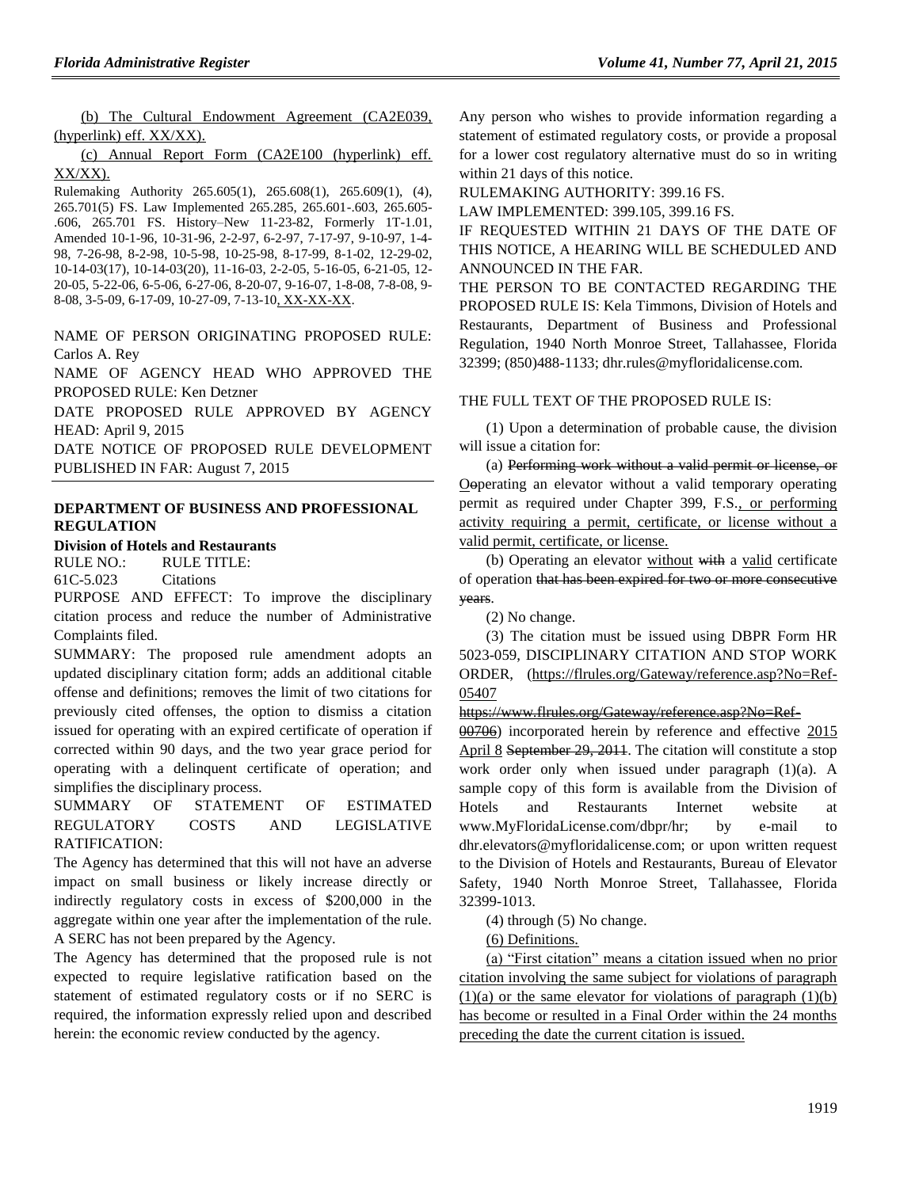(b) The Cultural Endowment Agreement (CA2E039, (hyperlink) eff. XX/XX).

(c) Annual Report Form (CA2E100 (hyperlink) eff. XX/XX).

Rulemaking Authority 265.605(1), 265.608(1), 265.609(1), (4), 265.701(5) FS. Law Implemented 265.285, 265.601-.603, 265.605-.606, 265.701 FS. History–New 11-23-82, Formerly 1T-1.01, Amended 10-1-96, 10-31-96, 2-2-97, 6-2-97, 7-17-97, 9-10-97, 1-4-98, 7-26-98, 8-2-98, 10-5-98, 10-25-98, 8-17-99, 8-1-02, 12-29-02, 10-14-03(17), 10-14-03(20), 11-16-03, 2-2-05, 5-16-05, 6-21-05, 12-20-05, 5-22-06, 6-5-06, 6-27-06, 8-20-07, 9-16-07, 1-8-08, 7-8-08, 9-8-08, 3-5-09, 6-17-09, 10-27-09, 7-13-10, XX-XX-XX.

NAME OF PERSON ORIGINATING PROPOSED RULE: Carlos A. Rey

NAME OF AGENCY HEAD WHO APPROVED THE PROPOSED RULE: Ken Detzner

DATE PROPOSED RULE APPROVED BY AGENCY HEAD: April 9, 2015

DATE NOTICE OF PROPOSED RULE DEVELOPMENT PUBLISHED IN FAR: August 7, 2015

---

**DEPARTMENT OF BUSINESS AND PROFESSIONAL REGULATION**

**Division of Hotels and Restaurants**

RULE NO.: RULE TITLE:

61C-5.023 Citations

PURPOSE AND EFFECT: To improve the disciplinary citation process and reduce the number of Administrative Complaints filed.

SUMMARY: The proposed rule amendment adopts an updated disciplinary citation form; adds an additional citable offense and definitions; removes the limit of two citations for previously cited offenses, the option to dismiss a citation issued for operating with an expired certificate of operation if corrected within 90 days, and the two year grace period for operating with a delinquent certificate of operation; and simplifies the disciplinary process.

SUMMARY OF STATEMENT OF ESTIMATED REGULATORY COSTS AND LEGISLATIVE RATIFICATION:

The Agency has determined that this will not have an adverse impact on small business or likely increase directly or indirectly regulatory costs in excess of $200,000 in the aggregate within one year after the implementation of the rule. A SERC has not been prepared by the Agency.

The Agency has determined that the proposed rule is not expected to require legislative ratification based on the statement of estimated regulatory costs or if no SERC is required, the information expressly relied upon and described herein: the economic review conducted by the agency.

Any person who wishes to provide information regarding a statement of estimated regulatory costs, or provide a proposal for a lower cost regulatory alternative must do so in writing within 21 days of this notice.

RULEMAKING AUTHORITY: 399.16 FS.

LAW IMPLEMENTED: 399.105, 399.16 FS.

IF REQUESTED WITHIN 21 DAYS OF THE DATE OF THIS NOTICE, A HEARING WILL BE SCHEDULED AND ANNOUNCED IN THE FAR.

THE PERSON TO BE CONTACTED REGARDING THE PROPOSED RULE IS: Kela Timmons, Division of Hotels and Restaurants, Department of Business and Professional Regulation, 1940 North Monroe Street, Tallahassee, Florida 32399; (850)488-1133; dhr.rules@myfloridalicense.com.

THE FULL TEXT OF THE PROPOSED RULE IS:

(1) Upon a determination of probable cause, the division will issue a citation for:

(a) ~~Performing work without a valid permit or license, or O~~Ooperating an elevator without a valid temporary operating permit as required under Chapter 399, F.S., or performing activity requiring a permit, certificate, or license without a valid permit, certificate, or license.

(b) Operating an elevator without ~~with~~ a valid certificate of operation ~~that has been expired for two or more consecutive years~~.

(2) No change.

(3) The citation must be issued using DBPR Form HR 5023-059, DISCIPLINARY CITATION AND STOP WORK ORDER, (https://flrules.org/Gateway/reference.asp?No=Ref-05407 ~~https://www.flrules.org/Gateway/reference.asp?No=Ref-00706~~) incorporated herein by reference and effective 2015 April 8 ~~September 29, 2011~~. The citation will constitute a stop work order only when issued under paragraph (1)(a). A sample copy of this form is available from the Division of Hotels and Restaurants Internet website at www.MyFloridaLicense.com/dbpr/hr; by e-mail to dhr.elevators@myfloridalicense.com; or upon written request to the Division of Hotels and Restaurants, Bureau of Elevator Safety, 1940 North Monroe Street, Tallahassee, Florida 32399-1013.

(4) through (5) No change.

(6) Definitions.

(a) "First citation" means a citation issued when no prior citation involving the same subject for violations of paragraph (1)(a) or the same elevator for violations of paragraph (1)(b) has become or resulted in a Final Order within the 24 months preceding the date the current citation is issued.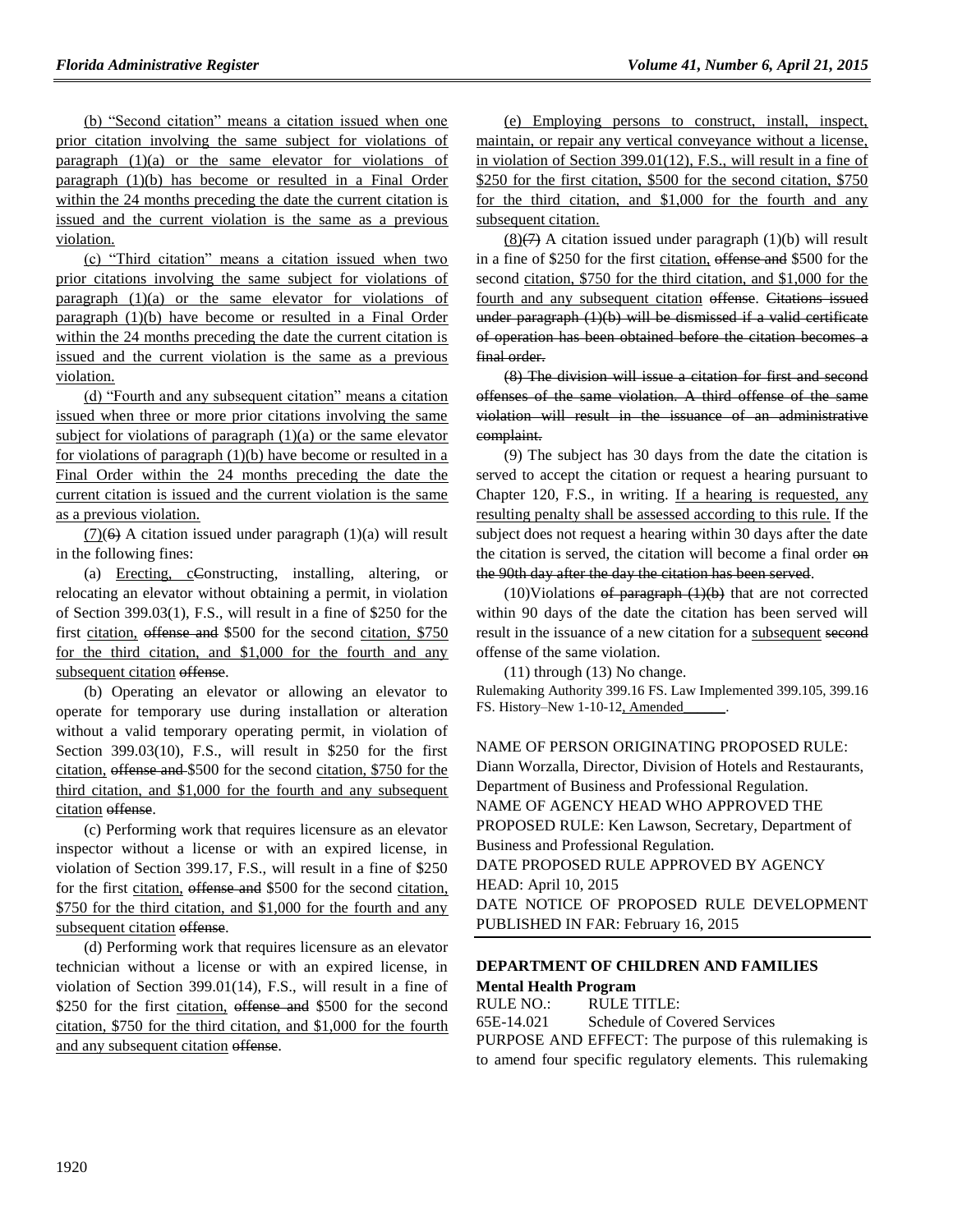(b) "Second citation" means a citation issued when one prior citation involving the same subject for violations of paragraph (1)(a) or the same elevator for violations of paragraph (1)(b) has become or resulted in a Final Order within the 24 months preceding the date the current citation is issued and the current violation is the same as a previous violation.

(c) "Third citation" means a citation issued when two prior citations involving the same subject for violations of paragraph (1)(a) or the same elevator for violations of paragraph (1)(b) have become or resulted in a Final Order within the 24 months preceding the date the current citation is issued and the current violation is the same as a previous violation.

(d) "Fourth and any subsequent citation" means a citation issued when three or more prior citations involving the same subject for violations of paragraph (1)(a) or the same elevator for violations of paragraph (1)(b) have become or resulted in a Final Order within the 24 months preceding the date the current citation is issued and the current violation is the same as a previous violation.

(7)~~(6)~~ A citation issued under paragraph (1)(a) will result in the following fines:

(a) Erecting, c~~C~~onstructing, installing, altering, or relocating an elevator without obtaining a permit, in violation of Section 399.03(1), F.S., will result in a fine of $250 for the first citation, ~~offense and~~ $500 for the second citation, $750 for the third citation, and $1,000 for the fourth and any subsequent citation ~~offense~~.

(b) Operating an elevator or allowing an elevator to operate for temporary use during installation or alteration without a valid temporary operating permit, in violation of Section 399.03(10), F.S., will result in $250 for the first citation, ~~offense and~~ $500 for the second citation, $750 for the third citation, and $1,000 for the fourth and any subsequent citation ~~offense~~.

(c) Performing work that requires licensure as an elevator inspector without a license or with an expired license, in violation of Section 399.17, F.S., will result in a fine of $250 for the first citation, ~~offense and~~ $500 for the second citation, $750 for the third citation, and $1,000 for the fourth and any subsequent citation ~~offense~~.

(d) Performing work that requires licensure as an elevator technician without a license or with an expired license, in violation of Section 399.01(14), F.S., will result in a fine of $250 for the first citation, ~~offense and~~ $500 for the second citation, $750 for the third citation, and $1,000 for the fourth and any subsequent citation ~~offense~~.

(e) Employing persons to construct, install, inspect, maintain, or repair any vertical conveyance without a license, in violation of Section 399.01(12), F.S., will result in a fine of $250 for the first citation, $500 for the second citation, $750 for the third citation, and $1,000 for the fourth and any subsequent citation.

(8)~~(7)~~ A citation issued under paragraph (1)(b) will result in a fine of $250 for the first citation, ~~offense and~~ $500 for the second citation, $750 for the third citation, and $1,000 for the fourth and any subsequent citation ~~offense~~. ~~Citations issued under paragraph (1)(b) will be dismissed if a valid certificate of operation has been obtained before the citation becomes a final order.~~

~~(8) The division will issue a citation for first and second offenses of the same violation. A third offense of the same violation will result in the issuance of an administrative complaint.~~

(9) The subject has 30 days from the date the citation is served to accept the citation or request a hearing pursuant to Chapter 120, F.S., in writing. If a hearing is requested, any resulting penalty shall be assessed according to this rule. If the subject does not request a hearing within 30 days after the date the citation is served, the citation will become a final order ~~on the 90th day after the day the citation has been served~~.

(10)Violations ~~of paragraph (1)(b)~~ that are not corrected within 90 days of the date the citation has been served will result in the issuance of a new citation for a subsequent ~~second~~ offense of the same violation.

(11) through (13) No change.

Rulemaking Authority 399.16 FS. Law Implemented 399.105, 399.16 FS. History–New 1-10-12, Amended______.

NAME OF PERSON ORIGINATING PROPOSED RULE: Diann Worzalla, Director, Division of Hotels and Restaurants, Department of Business and Professional Regulation.
NAME OF AGENCY HEAD WHO APPROVED THE PROPOSED RULE: Ken Lawson, Secretary, Department of Business and Professional Regulation.
DATE PROPOSED RULE APPROVED BY AGENCY HEAD: April 10, 2015
DATE NOTICE OF PROPOSED RULE DEVELOPMENT PUBLISHED IN FAR: February 16, 2015

## DEPARTMENT OF CHILDREN AND FAMILIES

### Mental Health Program

RULE NO.: RULE TITLE:
65E-14.021 Schedule of Covered Services

PURPOSE AND EFFECT: The purpose of this rulemaking is to amend four specific regulatory elements. This rulemaking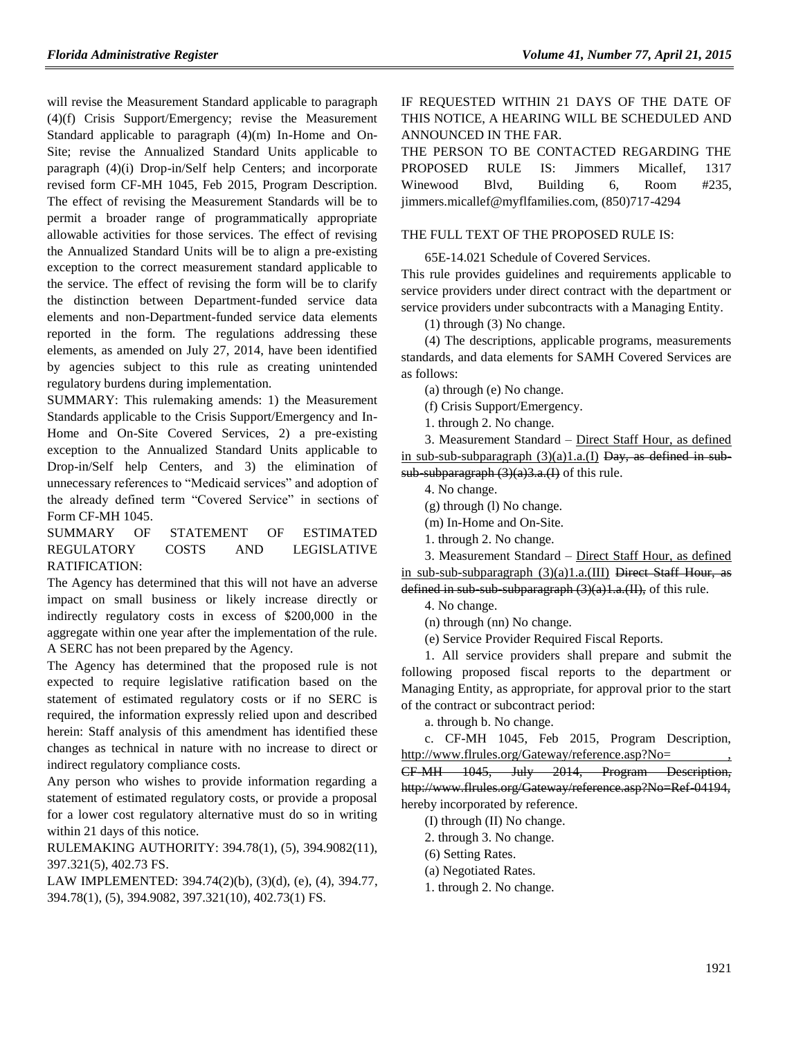will revise the Measurement Standard applicable to paragraph (4)(f) Crisis Support/Emergency; revise the Measurement Standard applicable to paragraph (4)(m) In-Home and On-Site; revise the Annualized Standard Units applicable to paragraph (4)(i) Drop-in/Self help Centers; and incorporate revised form CF-MH 1045, Feb 2015, Program Description. The effect of revising the Measurement Standards will be to permit a broader range of programmatically appropriate allowable activities for those services. The effect of revising the Annualized Standard Units will be to align a pre-existing exception to the correct measurement standard applicable to the service. The effect of revising the form will be to clarify the distinction between Department-funded service data elements and non-Department-funded service data elements reported in the form. The regulations addressing these elements, as amended on July 27, 2014, have been identified by agencies subject to this rule as creating unintended regulatory burdens during implementation.

SUMMARY: This rulemaking amends: 1) the Measurement Standards applicable to the Crisis Support/Emergency and In-Home and On-Site Covered Services, 2) a pre-existing exception to the Annualized Standard Units applicable to Drop-in/Self help Centers, and 3) the elimination of unnecessary references to "Medicaid services" and adoption of the already defined term "Covered Service" in sections of Form CF-MH 1045.

SUMMARY OF STATEMENT OF ESTIMATED REGULATORY COSTS AND LEGISLATIVE RATIFICATION:

The Agency has determined that this will not have an adverse impact on small business or likely increase directly or indirectly regulatory costs in excess of $200,000 in the aggregate within one year after the implementation of the rule. A SERC has not been prepared by the Agency.

The Agency has determined that the proposed rule is not expected to require legislative ratification based on the statement of estimated regulatory costs or if no SERC is required, the information expressly relied upon and described herein: Staff analysis of this amendment has identified these changes as technical in nature with no increase to direct or indirect regulatory compliance costs.

Any person who wishes to provide information regarding a statement of estimated regulatory costs, or provide a proposal for a lower cost regulatory alternative must do so in writing within 21 days of this notice.

RULEMAKING AUTHORITY: 394.78(1), (5), 394.9082(11), 397.321(5), 402.73 FS.

LAW IMPLEMENTED: 394.74(2)(b), (3)(d), (e), (4), 394.77, 394.78(1), (5), 394.9082, 397.321(10), 402.73(1) FS.

IF REQUESTED WITHIN 21 DAYS OF THE DATE OF THIS NOTICE, A HEARING WILL BE SCHEDULED AND ANNOUNCED IN THE FAR.

THE PERSON TO BE CONTACTED REGARDING THE PROPOSED RULE IS: Jimmers Micallef, 1317 Winewood Blvd, Building 6, Room #235, jimmers.micallef@myflfamilies.com, (850)717-4294

THE FULL TEXT OF THE PROPOSED RULE IS:

65E-14.021 Schedule of Covered Services.

This rule provides guidelines and requirements applicable to service providers under direct contract with the department or service providers under subcontracts with a Managing Entity.

(1) through (3) No change.

(4) The descriptions, applicable programs, measurements standards, and data elements for SAMH Covered Services are as follows:

(a) through (e) No change.

(f) Crisis Support/Emergency.

1. through 2. No change.

3. Measurement Standard – <u>Direct Staff Hour, as defined in sub-sub-subparagraph (3)(a)1.a.(I)</u> ~~Day, as defined in sub-sub-subparagraph (3)(a)3.a.(I)~~ of this rule.

4. No change.

(g) through (l) No change.

(m) In-Home and On-Site.

1. through 2. No change.

3. Measurement Standard – <u>Direct Staff Hour, as defined in sub-sub-subparagraph (3)(a)1.a.(III)</u> ~~Direct Staff Hour, as defined in sub-sub-subparagraph (3)(a)1.a.(II),~~ of this rule.

4. No change.

(n) through (nn) No change.

(e) Service Provider Required Fiscal Reports.

1. All service providers shall prepare and submit the following proposed fiscal reports to the department or Managing Entity, as appropriate, for approval prior to the start of the contract or subcontract period:

a. through b. No change.

c. <u>CF-MH 1045, Feb 2015, Program Description, http://www.flrules.org/Gateway/reference.asp?No=________,</u> ~~CF-MH 1045, July 2014, Program Description, http://www.flrules.org/Gateway/reference.asp?No=Ref-04194,~~ hereby incorporated by reference.

(I) through (II) No change.

2. through 3. No change.

(6) Setting Rates.

(a) Negotiated Rates.

1. through 2. No change.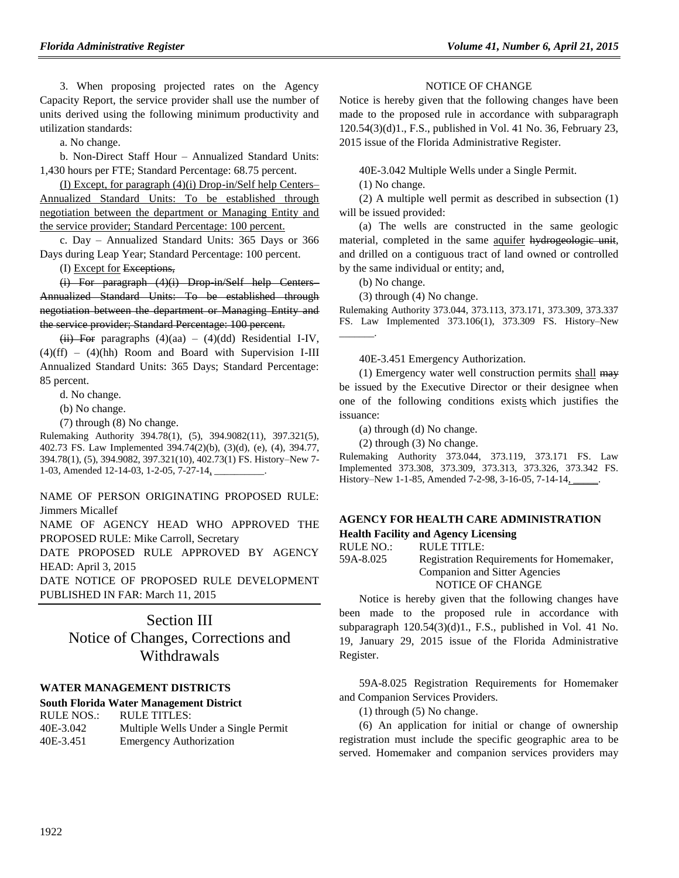3. When proposing projected rates on the Agency Capacity Report, the service provider shall use the number of units derived using the following minimum productivity and utilization standards:

a. No change.

b. Non-Direct Staff Hour – Annualized Standard Units: 1,430 hours per FTE; Standard Percentage: 68.75 percent.

(I) Except, for paragraph (4)(i) Drop-in/Self help Centers– Annualized Standard Units: To be established through negotiation between the department or Managing Entity and the service provider; Standard Percentage: 100 percent.

c. Day – Annualized Standard Units: 365 Days or 366 Days during Leap Year; Standard Percentage: 100 percent.

(I) Except for ~~Exceptions,~~

~~(i) For paragraph (4)(i) Drop-in/Self help Centers– Annualized Standard Units: To be established through negotiation between the department or Managing Entity and the service provider; Standard Percentage: 100 percent.~~

~~(ii) For~~ paragraphs (4)(aa) – (4)(dd) Residential I-IV, (4)(ff) – (4)(hh) Room and Board with Supervision I-III Annualized Standard Units: 365 Days; Standard Percentage: 85 percent.

d. No change.

(b) No change.

(7) through (8) No change.

Rulemaking Authority 394.78(1), (5), 394.9082(11), 397.321(5), 402.73 FS. Law Implemented 394.74(2)(b), (3)(d), (e), (4), 394.77, 394.78(1), (5), 394.9082, 397.321(10), 402.73(1) FS. History–New 7-1-03, Amended 12-14-03, 1-2-05, 7-27-14, __________.

NAME OF PERSON ORIGINATING PROPOSED RULE: Jimmers Micallef

NAME OF AGENCY HEAD WHO APPROVED THE PROPOSED RULE: Mike Carroll, Secretary

DATE PROPOSED RULE APPROVED BY AGENCY HEAD: April 3, 2015

DATE NOTICE OF PROPOSED RULE DEVELOPMENT PUBLISHED IN FAR: March 11, 2015

# Section III Notice of Changes, Corrections and Withdrawals

### WATER MANAGEMENT DISTRICTS

**South Florida Water Management District**

| RULE NOS.: | RULE TITLES: |
|---|---|
| 40E-3.042 | Multiple Wells Under a Single Permit |
| 40E-3.451 | Emergency Authorization |

NOTICE OF CHANGE

Notice is hereby given that the following changes have been made to the proposed rule in accordance with subparagraph 120.54(3)(d)1., F.S., published in Vol. 41 No. 36, February 23, 2015 issue of the Florida Administrative Register.

40E-3.042 Multiple Wells under a Single Permit.

(1) No change.

(2) A multiple well permit as described in subsection (1) will be issued provided:

(a) The wells are constructed in the same geologic material, completed in the same aquifer ~~hydrogeologic unit~~, and drilled on a contiguous tract of land owned or controlled by the same individual or entity; and,

(b) No change.

(3) through (4) No change.

Rulemaking Authority 373.044, 373.113, 373.171, 373.309, 373.337 FS. Law Implemented 373.106(1), 373.309 FS. History–New _______.

40E-3.451 Emergency Authorization.

(1) Emergency water well construction permits shall ~~may~~ be issued by the Executive Director or their designee when one of the following conditions exists which justifies the issuance:

(a) through (d) No change.

(2) through (3) No change.

Rulemaking Authority 373.044, 373.119, 373.171 FS. Law Implemented 373.308, 373.309, 373.313, 373.326, 373.342 FS. History–New 1-1-85, Amended 7-2-98, 3-16-05, 7-14-14, _____.

### AGENCY FOR HEALTH CARE ADMINISTRATION

**Health Facility and Agency Licensing**

| RULE NO.: | RULE TITLE: |
|---|---|
| 59A-8.025 | Registration Requirements for Homemaker, Companion and Sitter Agencies |

NOTICE OF CHANGE

Notice is hereby given that the following changes have been made to the proposed rule in accordance with subparagraph 120.54(3)(d)1., F.S., published in Vol. 41 No. 19, January 29, 2015 issue of the Florida Administrative Register.

59A-8.025 Registration Requirements for Homemaker and Companion Services Providers.

(1) through (5) No change.

(6) An application for initial or change of ownership registration must include the specific geographic area to be served. Homemaker and companion services providers may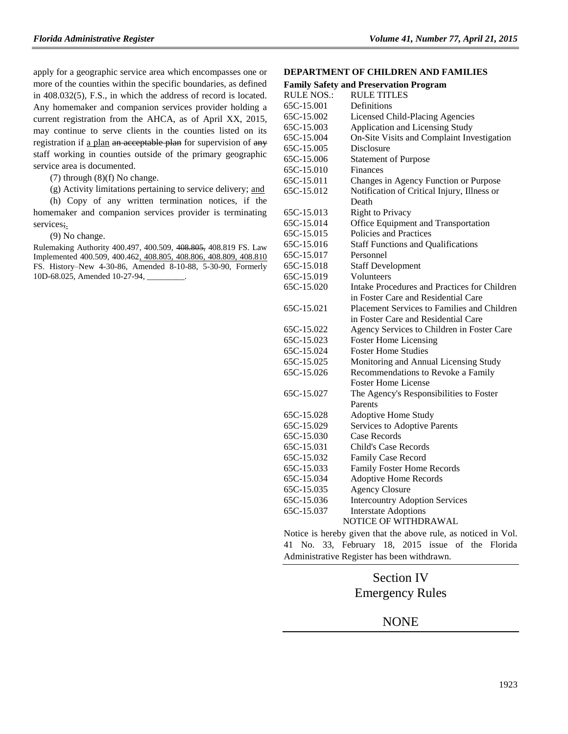apply for a geographic service area which encompasses one or more of the counties within the specific boundaries, as defined in 408.032(5), F.S., in which the address of record is located. Any homemaker and companion services provider holding a current registration from the AHCA, as of April XX, 2015, may continue to serve clients in the counties listed on its registration if a plan ~~an acceptable plan~~ for supervision of ~~any~~ staff working in counties outside of the primary geographic service area is documented.

(7) through (8)(f) No change.

(g) Activity limitations pertaining to service delivery; and

(h) Copy of any written termination notices, if the homemaker and companion services provider is terminating services~~;~~.

(9) No change.

Rulemaking Authority 400.497, 400.509, ~~408.805,~~ 408.819 FS. Law Implemented 400.509, 400.462, 408.805, 408.806, 408.809, 408.810 FS. History–New 4-30-86, Amended 8-10-88, 5-30-90, Formerly 10D-68.025, Amended 10-27-94, \_\_\_\_\_\_\_\_\_.

## DEPARTMENT OF CHILDREN AND FAMILIES

**Family Safety and Preservation Program**

| RULE NOS.: | RULE TITLES |
|---|---|
| 65C-15.001 | Definitions |
| 65C-15.002 | Licensed Child-Placing Agencies |
| 65C-15.003 | Application and Licensing Study |
| 65C-15.004 | On-Site Visits and Complaint Investigation |
| 65C-15.005 | Disclosure |
| 65C-15.006 | Statement of Purpose |
| 65C-15.010 | Finances |
| 65C-15.011 | Changes in Agency Function or Purpose |
| 65C-15.012 | Notification of Critical Injury, Illness or Death |
| 65C-15.013 | Right to Privacy |
| 65C-15.014 | Office Equipment and Transportation |
| 65C-15.015 | Policies and Practices |
| 65C-15.016 | Staff Functions and Qualifications |
| 65C-15.017 | Personnel |
| 65C-15.018 | Staff Development |
| 65C-15.019 | Volunteers |
| 65C-15.020 | Intake Procedures and Practices for Children in Foster Care and Residential Care |
| 65C-15.021 | Placement Services to Families and Children in Foster Care and Residential Care |
| 65C-15.022 | Agency Services to Children in Foster Care |
| 65C-15.023 | Foster Home Licensing |
| 65C-15.024 | Foster Home Studies |
| 65C-15.025 | Monitoring and Annual Licensing Study |
| 65C-15.026 | Recommendations to Revoke a Family Foster Home License |
| 65C-15.027 | The Agency's Responsibilities to Foster Parents |
| 65C-15.028 | Adoptive Home Study |
| 65C-15.029 | Services to Adoptive Parents |
| 65C-15.030 | Case Records |
| 65C-15.031 | Child's Case Records |
| 65C-15.032 | Family Case Record |
| 65C-15.033 | Family Foster Home Records |
| 65C-15.034 | Adoptive Home Records |
| 65C-15.035 | Agency Closure |
| 65C-15.036 | Intercountry Adoption Services |
| 65C-15.037 | Interstate Adoptions |

NOTICE OF WITHDRAWAL

Notice is hereby given that the above rule, as noticed in Vol. 41 No. 33, February 18, 2015 issue of the Florida Administrative Register has been withdrawn.

# Section IV Emergency Rules

NONE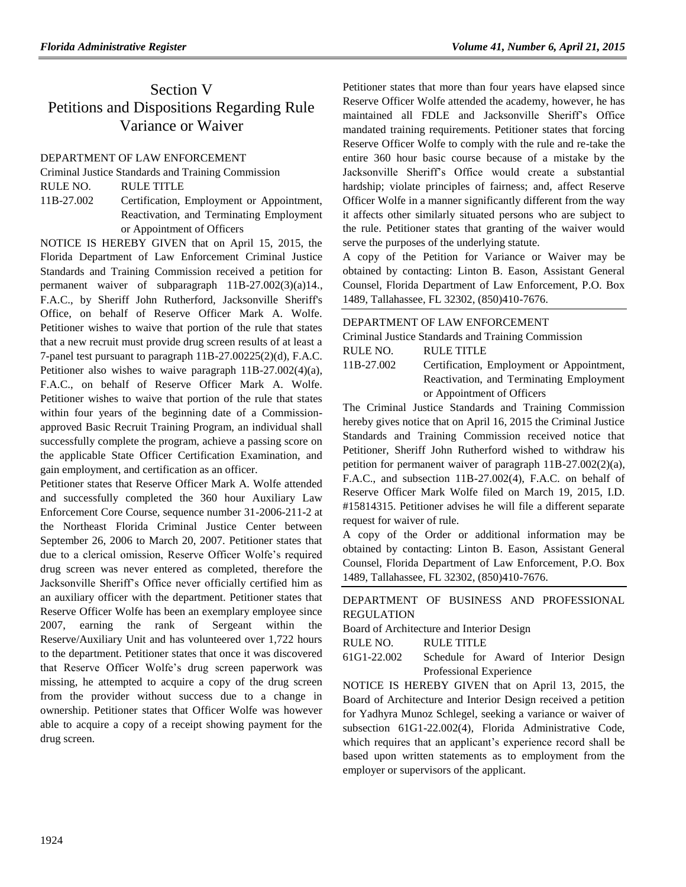# Section V
# Petitions and Dispositions Regarding Rule Variance or Waiver

DEPARTMENT OF LAW ENFORCEMENT

Criminal Justice Standards and Training Commission

RULE NO.: 11B-27.002

RULE TITLE: Certification, Employment or Appointment, Reactivation, and Terminating Employment or Appointment of Officers

NOTICE IS HEREBY GIVEN that on April 15, 2015, the Florida Department of Law Enforcement Criminal Justice Standards and Training Commission received a petition for permanent waiver of subparagraph 11B-27.002(3)(a)14., F.A.C., by Sheriff John Rutherford, Jacksonville Sheriff's Office, on behalf of Reserve Officer Mark A. Wolfe. Petitioner wishes to waive that portion of the rule that states that a new recruit must provide drug screen results of at least a 7-panel test pursuant to paragraph 11B-27.00225(2)(d), F.A.C. Petitioner also wishes to waive paragraph 11B-27.002(4)(a), F.A.C., on behalf of Reserve Officer Mark A. Wolfe. Petitioner wishes to waive that portion of the rule that states within four years of the beginning date of a Commission-approved Basic Recruit Training Program, an individual shall successfully complete the program, achieve a passing score on the applicable State Officer Certification Examination, and gain employment, and certification as an officer.

Petitioner states that Reserve Officer Mark A. Wolfe attended and successfully completed the 360 hour Auxiliary Law Enforcement Core Course, sequence number 31-2006-211-2 at the Northeast Florida Criminal Justice Center between September 26, 2006 to March 20, 2007. Petitioner states that due to a clerical omission, Reserve Officer Wolfe's required drug screen was never entered as completed, therefore the Jacksonville Sheriff's Office never officially certified him as an auxiliary officer with the department. Petitioner states that Reserve Officer Wolfe has been an exemplary employee since 2007, earning the rank of Sergeant within the Reserve/Auxiliary Unit and has volunteered over 1,722 hours to the department. Petitioner states that once it was discovered that Reserve Officer Wolfe's drug screen paperwork was missing, he attempted to acquire a copy of the drug screen from the provider without success due to a change in ownership. Petitioner states that Officer Wolfe was however able to acquire a copy of a receipt showing payment for the drug screen.

Petitioner states that more than four years have elapsed since Reserve Officer Wolfe attended the academy, however, he has maintained all FDLE and Jacksonville Sheriff's Office mandated training requirements. Petitioner states that forcing Reserve Officer Wolfe to comply with the rule and re-take the entire 360 hour basic course because of a mistake by the Jacksonville Sheriff's Office would create a substantial hardship; violate principles of fairness; and, affect Reserve Officer Wolfe in a manner significantly different from the way it affects other similarly situated persons who are subject to the rule. Petitioner states that granting of the waiver would serve the purposes of the underlying statute.

A copy of the Petition for Variance or Waiver may be obtained by contacting: Linton B. Eason, Assistant General Counsel, Florida Department of Law Enforcement, P.O. Box 1489, Tallahassee, FL 32302, (850)410-7676.

---

DEPARTMENT OF LAW ENFORCEMENT

Criminal Justice Standards and Training Commission

RULE NO.: 11B-27.002

RULE TITLE: Certification, Employment or Appointment, Reactivation, and Terminating Employment or Appointment of Officers

The Criminal Justice Standards and Training Commission hereby gives notice that on April 16, 2015 the Criminal Justice Standards and Training Commission received notice that Petitioner, Sheriff John Rutherford wished to withdraw his petition for permanent waiver of paragraph 11B-27.002(2)(a), F.A.C., and subsection 11B-27.002(4), F.A.C. on behalf of Reserve Officer Mark Wolfe filed on March 19, 2015, I.D. #15814315. Petitioner advises he will file a different separate request for waiver of rule.

A copy of the Order or additional information may be obtained by contacting: Linton B. Eason, Assistant General Counsel, Florida Department of Law Enforcement, P.O. Box 1489, Tallahassee, FL 32302, (850)410-7676.

---

DEPARTMENT OF BUSINESS AND PROFESSIONAL REGULATION

Board of Architecture and Interior Design

RULE NO.: 61G1-22.002

RULE TITLE: Schedule for Award of Interior Design Professional Experience

NOTICE IS HEREBY GIVEN that on April 13, 2015, the Board of Architecture and Interior Design received a petition for Yadhyra Munoz Schlegel, seeking a variance or waiver of subsection 61G1-22.002(4), Florida Administrative Code, which requires that an applicant's experience record shall be based upon written statements as to employment from the employer or supervisors of the applicant.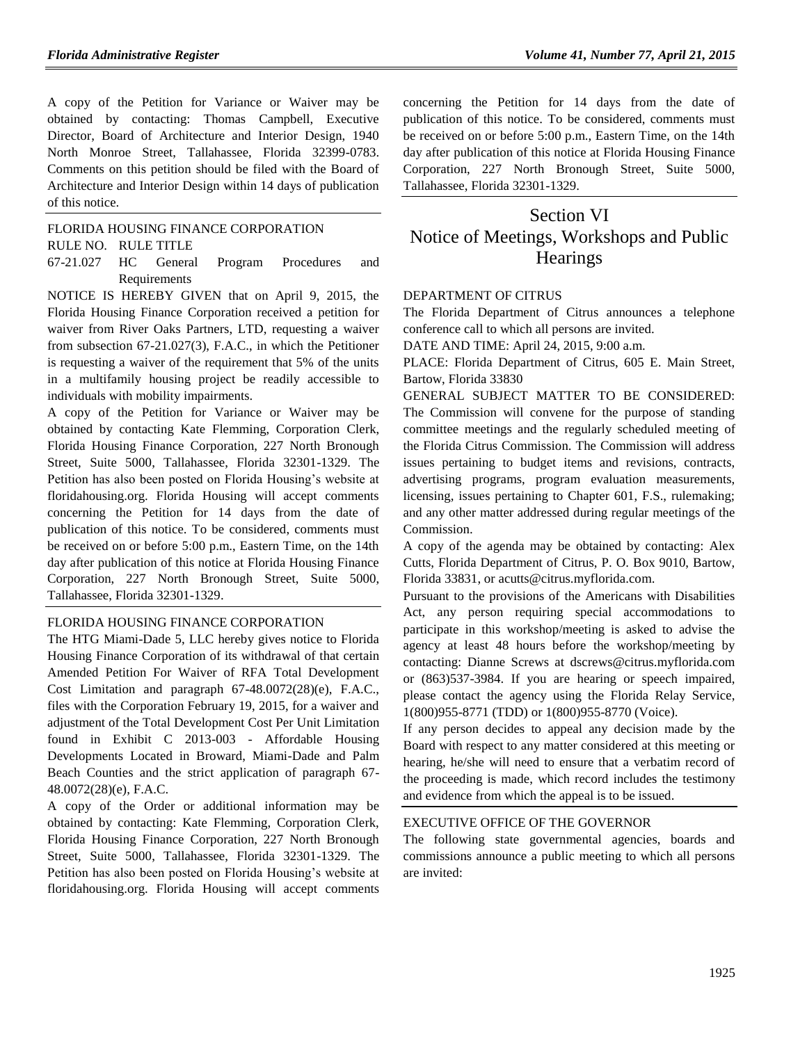A copy of the Petition for Variance or Waiver may be obtained by contacting: Thomas Campbell, Executive Director, Board of Architecture and Interior Design, 1940 North Monroe Street, Tallahassee, Florida 32399-0783. Comments on this petition should be filed with the Board of Architecture and Interior Design within 14 days of publication of this notice.

FLORIDA HOUSING FINANCE CORPORATION

RULE NO. RULE TITLE

67-21.027 HC General Program Procedures and Requirements

NOTICE IS HEREBY GIVEN that on April 9, 2015, the Florida Housing Finance Corporation received a petition for waiver from River Oaks Partners, LTD, requesting a waiver from subsection 67-21.027(3), F.A.C., in which the Petitioner is requesting a waiver of the requirement that 5% of the units in a multifamily housing project be readily accessible to individuals with mobility impairments.

A copy of the Petition for Variance or Waiver may be obtained by contacting Kate Flemming, Corporation Clerk, Florida Housing Finance Corporation, 227 North Bronough Street, Suite 5000, Tallahassee, Florida 32301-1329. The Petition has also been posted on Florida Housing's website at floridahousing.org. Florida Housing will accept comments concerning the Petition for 14 days from the date of publication of this notice. To be considered, comments must be received on or before 5:00 p.m., Eastern Time, on the 14th day after publication of this notice at Florida Housing Finance Corporation, 227 North Bronough Street, Suite 5000, Tallahassee, Florida 32301-1329.

FLORIDA HOUSING FINANCE CORPORATION

The HTG Miami-Dade 5, LLC hereby gives notice to Florida Housing Finance Corporation of its withdrawal of that certain Amended Petition For Waiver of RFA Total Development Cost Limitation and paragraph 67-48.0072(28)(e), F.A.C., files with the Corporation February 19, 2015, for a waiver and adjustment of the Total Development Cost Per Unit Limitation found in Exhibit C 2013-003 - Affordable Housing Developments Located in Broward, Miami-Dade and Palm Beach Counties and the strict application of paragraph 67-48.0072(28)(e), F.A.C.

A copy of the Order or additional information may be obtained by contacting: Kate Flemming, Corporation Clerk, Florida Housing Finance Corporation, 227 North Bronough Street, Suite 5000, Tallahassee, Florida 32301-1329. The Petition has also been posted on Florida Housing's website at floridahousing.org. Florida Housing will accept comments concerning the Petition for 14 days from the date of publication of this notice. To be considered, comments must be received on or before 5:00 p.m., Eastern Time, on the 14th day after publication of this notice at Florida Housing Finance Corporation, 227 North Bronough Street, Suite 5000, Tallahassee, Florida 32301-1329.

# Section VI
# Notice of Meetings, Workshops and Public Hearings

DEPARTMENT OF CITRUS

The Florida Department of Citrus announces a telephone conference call to which all persons are invited.

DATE AND TIME: April 24, 2015, 9:00 a.m.

PLACE: Florida Department of Citrus, 605 E. Main Street, Bartow, Florida 33830

GENERAL SUBJECT MATTER TO BE CONSIDERED: The Commission will convene for the purpose of standing committee meetings and the regularly scheduled meeting of the Florida Citrus Commission. The Commission will address issues pertaining to budget items and revisions, contracts, advertising programs, program evaluation measurements, licensing, issues pertaining to Chapter 601, F.S., rulemaking; and any other matter addressed during regular meetings of the Commission.

A copy of the agenda may be obtained by contacting: Alex Cutts, Florida Department of Citrus, P. O. Box 9010, Bartow, Florida 33831, or acutts@citrus.myflorida.com.

Pursuant to the provisions of the Americans with Disabilities Act, any person requiring special accommodations to participate in this workshop/meeting is asked to advise the agency at least 48 hours before the workshop/meeting by contacting: Dianne Screws at dscrews@citrus.myflorida.com or (863)537-3984. If you are hearing or speech impaired, please contact the agency using the Florida Relay Service, 1(800)955-8771 (TDD) or 1(800)955-8770 (Voice).

If any person decides to appeal any decision made by the Board with respect to any matter considered at this meeting or hearing, he/she will need to ensure that a verbatim record of the proceeding is made, which record includes the testimony and evidence from which the appeal is to be issued.

EXECUTIVE OFFICE OF THE GOVERNOR

The following state governmental agencies, boards and commissions announce a public meeting to which all persons are invited: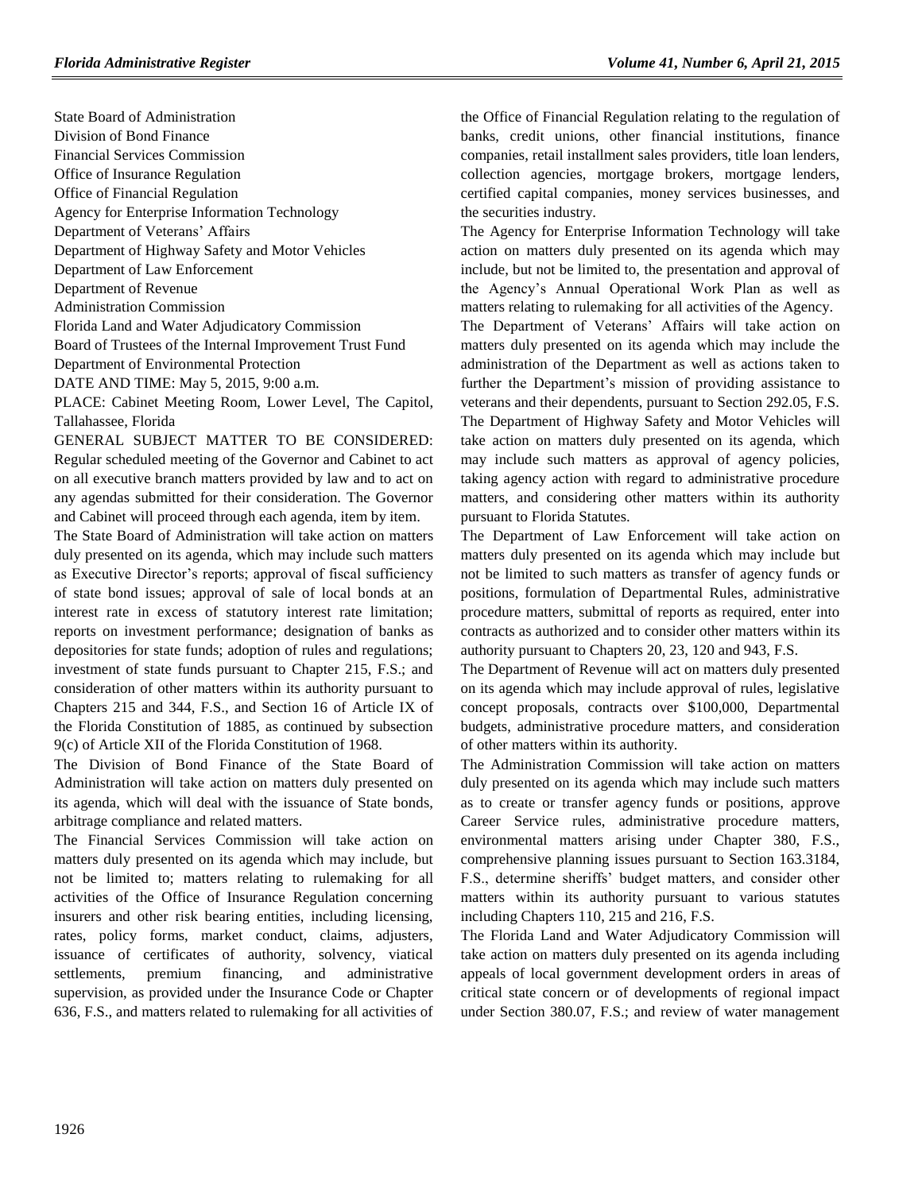State Board of Administration
Division of Bond Finance
Financial Services Commission
Office of Insurance Regulation
Office of Financial Regulation
Agency for Enterprise Information Technology
Department of Veterans' Affairs
Department of Highway Safety and Motor Vehicles
Department of Law Enforcement
Department of Revenue
Administration Commission
Florida Land and Water Adjudicatory Commission
Board of Trustees of the Internal Improvement Trust Fund
Department of Environmental Protection

DATE AND TIME: May 5, 2015, 9:00 a.m.

PLACE: Cabinet Meeting Room, Lower Level, The Capitol, Tallahassee, Florida

GENERAL SUBJECT MATTER TO BE CONSIDERED: Regular scheduled meeting of the Governor and Cabinet to act on all executive branch matters provided by law and to act on any agendas submitted for their consideration. The Governor and Cabinet will proceed through each agenda, item by item.

The State Board of Administration will take action on matters duly presented on its agenda, which may include such matters as Executive Director's reports; approval of fiscal sufficiency of state bond issues; approval of sale of local bonds at an interest rate in excess of statutory interest rate limitation; reports on investment performance; designation of banks as depositories for state funds; adoption of rules and regulations; investment of state funds pursuant to Chapter 215, F.S.; and consideration of other matters within its authority pursuant to Chapters 215 and 344, F.S., and Section 16 of Article IX of the Florida Constitution of 1885, as continued by subsection 9(c) of Article XII of the Florida Constitution of 1968.

The Division of Bond Finance of the State Board of Administration will take action on matters duly presented on its agenda, which will deal with the issuance of State bonds, arbitrage compliance and related matters.

The Financial Services Commission will take action on matters duly presented on its agenda which may include, but not be limited to; matters relating to rulemaking for all activities of the Office of Insurance Regulation concerning insurers and other risk bearing entities, including licensing, rates, policy forms, market conduct, claims, adjusters, issuance of certificates of authority, solvency, viatical settlements, premium financing, and administrative supervision, as provided under the Insurance Code or Chapter 636, F.S., and matters related to rulemaking for all activities of the Office of Financial Regulation relating to the regulation of banks, credit unions, other financial institutions, finance companies, retail installment sales providers, title loan lenders, collection agencies, mortgage brokers, mortgage lenders, certified capital companies, money services businesses, and the securities industry.

The Agency for Enterprise Information Technology will take action on matters duly presented on its agenda which may include, but not be limited to, the presentation and approval of the Agency's Annual Operational Work Plan as well as matters relating to rulemaking for all activities of the Agency.

The Department of Veterans' Affairs will take action on matters duly presented on its agenda which may include the administration of the Department as well as actions taken to further the Department's mission of providing assistance to veterans and their dependents, pursuant to Section 292.05, F.S.

The Department of Highway Safety and Motor Vehicles will take action on matters duly presented on its agenda, which may include such matters as approval of agency policies, taking agency action with regard to administrative procedure matters, and considering other matters within its authority pursuant to Florida Statutes.

The Department of Law Enforcement will take action on matters duly presented on its agenda which may include but not be limited to such matters as transfer of agency funds or positions, formulation of Departmental Rules, administrative procedure matters, submittal of reports as required, enter into contracts as authorized and to consider other matters within its authority pursuant to Chapters 20, 23, 120 and 943, F.S.

The Department of Revenue will act on matters duly presented on its agenda which may include approval of rules, legislative concept proposals, contracts over $100,000, Departmental budgets, administrative procedure matters, and consideration of other matters within its authority.

The Administration Commission will take action on matters duly presented on its agenda which may include such matters as to create or transfer agency funds or positions, approve Career Service rules, administrative procedure matters, environmental matters arising under Chapter 380, F.S., comprehensive planning issues pursuant to Section 163.3184, F.S., determine sheriffs' budget matters, and consider other matters within its authority pursuant to various statutes including Chapters 110, 215 and 216, F.S.

The Florida Land and Water Adjudicatory Commission will take action on matters duly presented on its agenda including appeals of local government development orders in areas of critical state concern or of developments of regional impact under Section 380.07, F.S.; and review of water management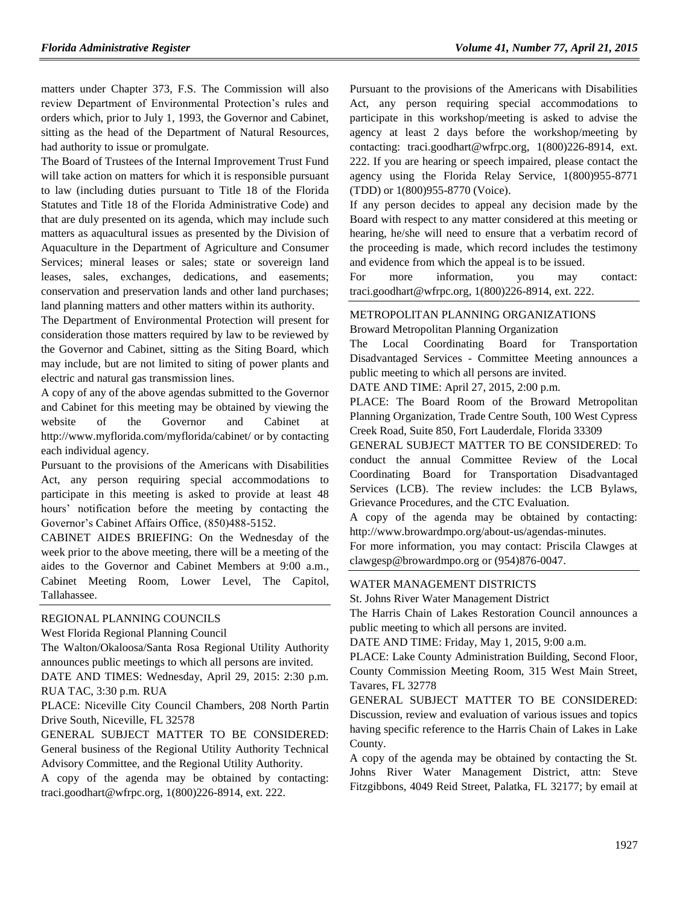matters under Chapter 373, F.S. The Commission will also review Department of Environmental Protection's rules and orders which, prior to July 1, 1993, the Governor and Cabinet, sitting as the head of the Department of Natural Resources, had authority to issue or promulgate.

The Board of Trustees of the Internal Improvement Trust Fund will take action on matters for which it is responsible pursuant to law (including duties pursuant to Title 18 of the Florida Statutes and Title 18 of the Florida Administrative Code) and that are duly presented on its agenda, which may include such matters as aquacultural issues as presented by the Division of Aquaculture in the Department of Agriculture and Consumer Services; mineral leases or sales; state or sovereign land leases, sales, exchanges, dedications, and easements; conservation and preservation lands and other land purchases; land planning matters and other matters within its authority.

The Department of Environmental Protection will present for consideration those matters required by law to be reviewed by the Governor and Cabinet, sitting as the Siting Board, which may include, but are not limited to siting of power plants and electric and natural gas transmission lines.

A copy of any of the above agendas submitted to the Governor and Cabinet for this meeting may be obtained by viewing the website of the Governor and Cabinet at http://www.myflorida.com/myflorida/cabinet/ or by contacting each individual agency.

Pursuant to the provisions of the Americans with Disabilities Act, any person requiring special accommodations to participate in this meeting is asked to provide at least 48 hours' notification before the meeting by contacting the Governor's Cabinet Affairs Office, (850)488-5152.

CABINET AIDES BRIEFING: On the Wednesday of the week prior to the above meeting, there will be a meeting of the aides to the Governor and Cabinet Members at 9:00 a.m., Cabinet Meeting Room, Lower Level, The Capitol, Tallahassee.

---

REGIONAL PLANNING COUNCILS

West Florida Regional Planning Council

The Walton/Okaloosa/Santa Rosa Regional Utility Authority announces public meetings to which all persons are invited.

DATE AND TIMES: Wednesday, April 29, 2015: 2:30 p.m. RUA TAC, 3:30 p.m. RUA

PLACE: Niceville City Council Chambers, 208 North Partin Drive South, Niceville, FL 32578

GENERAL SUBJECT MATTER TO BE CONSIDERED: General business of the Regional Utility Authority Technical Advisory Committee, and the Regional Utility Authority.

A copy of the agenda may be obtained by contacting: traci.goodhart@wfrpc.org, 1(800)226-8914, ext. 222.

Pursuant to the provisions of the Americans with Disabilities Act, any person requiring special accommodations to participate in this workshop/meeting is asked to advise the agency at least 2 days before the workshop/meeting by contacting: traci.goodhart@wfrpc.org, 1(800)226-8914, ext. 222. If you are hearing or speech impaired, please contact the agency using the Florida Relay Service, 1(800)955-8771 (TDD) or 1(800)955-8770 (Voice).

If any person decides to appeal any decision made by the Board with respect to any matter considered at this meeting or hearing, he/she will need to ensure that a verbatim record of the proceeding is made, which record includes the testimony and evidence from which the appeal is to be issued.

For more information, you may contact: traci.goodhart@wfrpc.org, 1(800)226-8914, ext. 222.

---

METROPOLITAN PLANNING ORGANIZATIONS

Broward Metropolitan Planning Organization

The Local Coordinating Board for Transportation Disadvantaged Services - Committee Meeting announces a public meeting to which all persons are invited.

DATE AND TIME: April 27, 2015, 2:00 p.m.

PLACE: The Board Room of the Broward Metropolitan Planning Organization, Trade Centre South, 100 West Cypress Creek Road, Suite 850, Fort Lauderdale, Florida 33309

GENERAL SUBJECT MATTER TO BE CONSIDERED: To conduct the annual Committee Review of the Local Coordinating Board for Transportation Disadvantaged Services (LCB). The review includes: the LCB Bylaws, Grievance Procedures, and the CTC Evaluation.

A copy of the agenda may be obtained by contacting: http://www.browardmpo.org/about-us/agendas-minutes.

For more information, you may contact: Priscila Clawges at clawgesp@browardmpo.org or (954)876-0047.

---

WATER MANAGEMENT DISTRICTS

St. Johns River Water Management District

The Harris Chain of Lakes Restoration Council announces a public meeting to which all persons are invited.

DATE AND TIME: Friday, May 1, 2015, 9:00 a.m.

PLACE: Lake County Administration Building, Second Floor, County Commission Meeting Room, 315 West Main Street, Tavares, FL 32778

GENERAL SUBJECT MATTER TO BE CONSIDERED: Discussion, review and evaluation of various issues and topics having specific reference to the Harris Chain of Lakes in Lake County.

A copy of the agenda may be obtained by contacting the St. Johns River Water Management District, attn: Steve Fitzgibbons, 4049 Reid Street, Palatka, FL 32177; by email at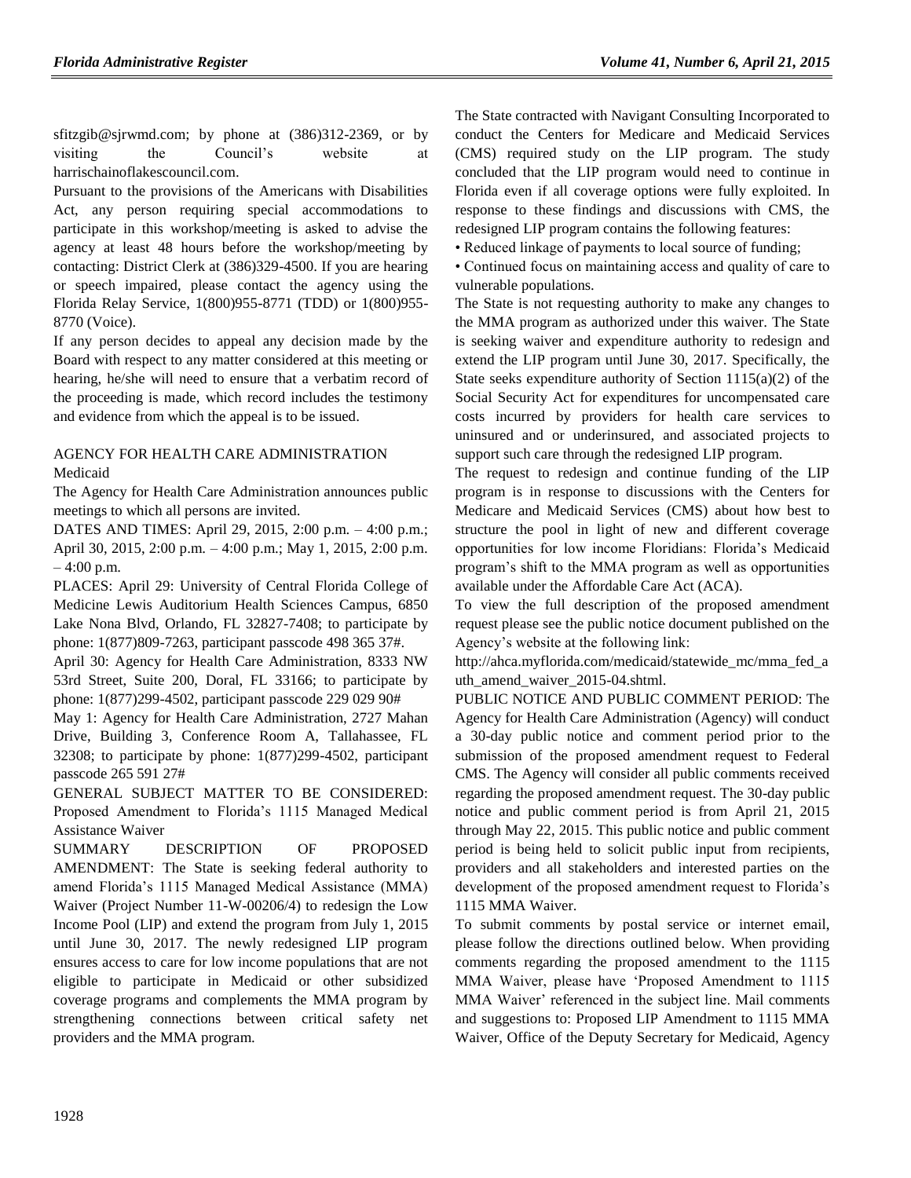sfitzgib@sjrwmd.com; by phone at (386)312-2369, or by visiting the Council's website at harrischainoflakescouncil.com.

Pursuant to the provisions of the Americans with Disabilities Act, any person requiring special accommodations to participate in this workshop/meeting is asked to advise the agency at least 48 hours before the workshop/meeting by contacting: District Clerk at (386)329-4500. If you are hearing or speech impaired, please contact the agency using the Florida Relay Service, 1(800)955-8771 (TDD) or 1(800)955-8770 (Voice).

If any person decides to appeal any decision made by the Board with respect to any matter considered at this meeting or hearing, he/she will need to ensure that a verbatim record of the proceeding is made, which record includes the testimony and evidence from which the appeal is to be issued.

AGENCY FOR HEALTH CARE ADMINISTRATION

Medicaid

The Agency for Health Care Administration announces public meetings to which all persons are invited.

DATES AND TIMES: April 29, 2015, 2:00 p.m. – 4:00 p.m.; April 30, 2015, 2:00 p.m. – 4:00 p.m.; May 1, 2015, 2:00 p.m. – 4:00 p.m.

PLACES: April 29: University of Central Florida College of Medicine Lewis Auditorium Health Sciences Campus, 6850 Lake Nona Blvd, Orlando, FL 32827-7408; to participate by phone: 1(877)809-7263, participant passcode 498 365 37#.

April 30: Agency for Health Care Administration, 8333 NW 53rd Street, Suite 200, Doral, FL 33166; to participate by phone: 1(877)299-4502, participant passcode 229 029 90#

May 1: Agency for Health Care Administration, 2727 Mahan Drive, Building 3, Conference Room A, Tallahassee, FL 32308; to participate by phone: 1(877)299-4502, participant passcode 265 591 27#

GENERAL SUBJECT MATTER TO BE CONSIDERED: Proposed Amendment to Florida's 1115 Managed Medical Assistance Waiver

SUMMARY DESCRIPTION OF PROPOSED AMENDMENT: The State is seeking federal authority to amend Florida's 1115 Managed Medical Assistance (MMA) Waiver (Project Number 11-W-00206/4) to redesign the Low Income Pool (LIP) and extend the program from July 1, 2015 until June 30, 2017. The newly redesigned LIP program ensures access to care for low income populations that are not eligible to participate in Medicaid or other subsidized coverage programs and complements the MMA program by strengthening connections between critical safety net providers and the MMA program.

The State contracted with Navigant Consulting Incorporated to conduct the Centers for Medicare and Medicaid Services (CMS) required study on the LIP program. The study concluded that the LIP program would need to continue in Florida even if all coverage options were fully exploited. In response to these findings and discussions with CMS, the redesigned LIP program contains the following features:

• Reduced linkage of payments to local source of funding;

• Continued focus on maintaining access and quality of care to vulnerable populations.

The State is not requesting authority to make any changes to the MMA program as authorized under this waiver. The State is seeking waiver and expenditure authority to redesign and extend the LIP program until June 30, 2017. Specifically, the State seeks expenditure authority of Section 1115(a)(2) of the Social Security Act for expenditures for uncompensated care costs incurred by providers for health care services to uninsured and or underinsured, and associated projects to support such care through the redesigned LIP program.

The request to redesign and continue funding of the LIP program is in response to discussions with the Centers for Medicare and Medicaid Services (CMS) about how best to structure the pool in light of new and different coverage opportunities for low income Floridians: Florida's Medicaid program's shift to the MMA program as well as opportunities available under the Affordable Care Act (ACA).

To view the full description of the proposed amendment request please see the public notice document published on the Agency's website at the following link:

http://ahca.myflorida.com/medicaid/statewide_mc/mma_fed_auth_amend_waiver_2015-04.shtml.

PUBLIC NOTICE AND PUBLIC COMMENT PERIOD: The Agency for Health Care Administration (Agency) will conduct a 30-day public notice and comment period prior to the submission of the proposed amendment request to Federal CMS. The Agency will consider all public comments received regarding the proposed amendment request. The 30-day public notice and public comment period is from April 21, 2015 through May 22, 2015. This public notice and public comment period is being held to solicit public input from recipients, providers and all stakeholders and interested parties on the development of the proposed amendment request to Florida's 1115 MMA Waiver.

To submit comments by postal service or internet email, please follow the directions outlined below. When providing comments regarding the proposed amendment to the 1115 MMA Waiver, please have 'Proposed Amendment to 1115 MMA Waiver' referenced in the subject line. Mail comments and suggestions to: Proposed LIP Amendment to 1115 MMA Waiver, Office of the Deputy Secretary for Medicaid, Agency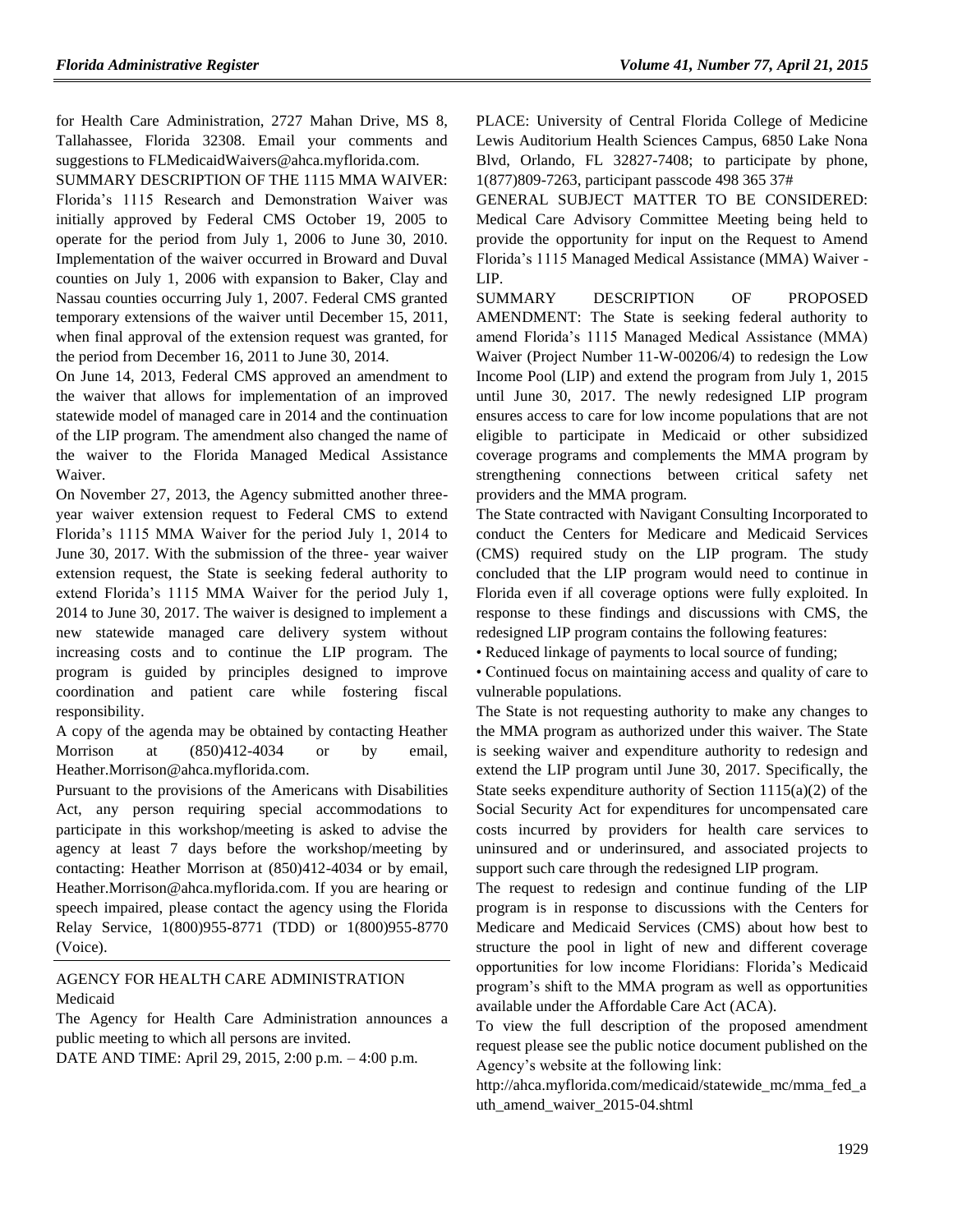for Health Care Administration, 2727 Mahan Drive, MS 8, Tallahassee, Florida 32308. Email your comments and suggestions to FLMedicaidWaivers@ahca.myflorida.com.

SUMMARY DESCRIPTION OF THE 1115 MMA WAIVER: Florida's 1115 Research and Demonstration Waiver was initially approved by Federal CMS October 19, 2005 to operate for the period from July 1, 2006 to June 30, 2010. Implementation of the waiver occurred in Broward and Duval counties on July 1, 2006 with expansion to Baker, Clay and Nassau counties occurring July 1, 2007. Federal CMS granted temporary extensions of the waiver until December 15, 2011, when final approval of the extension request was granted, for the period from December 16, 2011 to June 30, 2014.

On June 14, 2013, Federal CMS approved an amendment to the waiver that allows for implementation of an improved statewide model of managed care in 2014 and the continuation of the LIP program. The amendment also changed the name of the waiver to the Florida Managed Medical Assistance Waiver.

On November 27, 2013, the Agency submitted another three-year waiver extension request to Federal CMS to extend Florida's 1115 MMA Waiver for the period July 1, 2014 to June 30, 2017. With the submission of the three- year waiver extension request, the State is seeking federal authority to extend Florida's 1115 MMA Waiver for the period July 1, 2014 to June 30, 2017. The waiver is designed to implement a new statewide managed care delivery system without increasing costs and to continue the LIP program. The program is guided by principles designed to improve coordination and patient care while fostering fiscal responsibility.

A copy of the agenda may be obtained by contacting Heather Morrison at (850)412-4034 or by email, Heather.Morrison@ahca.myflorida.com.

Pursuant to the provisions of the Americans with Disabilities Act, any person requiring special accommodations to participate in this workshop/meeting is asked to advise the agency at least 7 days before the workshop/meeting by contacting: Heather Morrison at (850)412-4034 or by email, Heather.Morrison@ahca.myflorida.com. If you are hearing or speech impaired, please contact the agency using the Florida Relay Service, 1(800)955-8771 (TDD) or 1(800)955-8770 (Voice).

---

AGENCY FOR HEALTH CARE ADMINISTRATION
Medicaid

The Agency for Health Care Administration announces a public meeting to which all persons are invited.

DATE AND TIME: April 29, 2015, 2:00 p.m. – 4:00 p.m.

PLACE: University of Central Florida College of Medicine Lewis Auditorium Health Sciences Campus, 6850 Lake Nona Blvd, Orlando, FL 32827-7408; to participate by phone, 1(877)809-7263, participant passcode 498 365 37#

GENERAL SUBJECT MATTER TO BE CONSIDERED: Medical Care Advisory Committee Meeting being held to provide the opportunity for input on the Request to Amend Florida's 1115 Managed Medical Assistance (MMA) Waiver - LIP.

SUMMARY DESCRIPTION OF PROPOSED AMENDMENT: The State is seeking federal authority to amend Florida's 1115 Managed Medical Assistance (MMA) Waiver (Project Number 11-W-00206/4) to redesign the Low Income Pool (LIP) and extend the program from July 1, 2015 until June 30, 2017. The newly redesigned LIP program ensures access to care for low income populations that are not eligible to participate in Medicaid or other subsidized coverage programs and complements the MMA program by strengthening connections between critical safety net providers and the MMA program.

The State contracted with Navigant Consulting Incorporated to conduct the Centers for Medicare and Medicaid Services (CMS) required study on the LIP program. The study concluded that the LIP program would need to continue in Florida even if all coverage options were fully exploited. In response to these findings and discussions with CMS, the redesigned LIP program contains the following features:

• Reduced linkage of payments to local source of funding;
• Continued focus on maintaining access and quality of care to vulnerable populations.

The State is not requesting authority to make any changes to the MMA program as authorized under this waiver. The State is seeking waiver and expenditure authority to redesign and extend the LIP program until June 30, 2017. Specifically, the State seeks expenditure authority of Section 1115(a)(2) of the Social Security Act for expenditures for uncompensated care costs incurred by providers for health care services to uninsured and or underinsured, and associated projects to support such care through the redesigned LIP program.

The request to redesign and continue funding of the LIP program is in response to discussions with the Centers for Medicare and Medicaid Services (CMS) about how best to structure the pool in light of new and different coverage opportunities for low income Floridians: Florida's Medicaid program's shift to the MMA program as well as opportunities available under the Affordable Care Act (ACA).

To view the full description of the proposed amendment request please see the public notice document published on the Agency's website at the following link:

http://ahca.myflorida.com/medicaid/statewide_mc/mma_fed_auth_amend_waiver_2015-04.shtml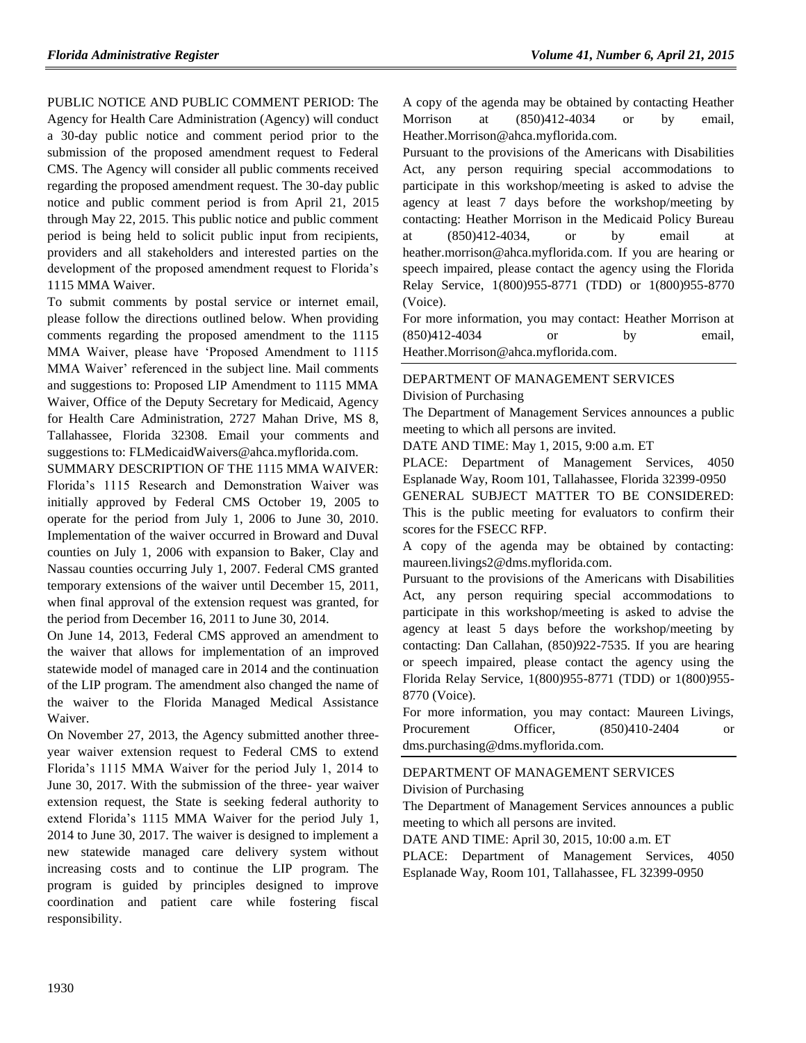PUBLIC NOTICE AND PUBLIC COMMENT PERIOD: The Agency for Health Care Administration (Agency) will conduct a 30-day public notice and comment period prior to the submission of the proposed amendment request to Federal CMS. The Agency will consider all public comments received regarding the proposed amendment request. The 30-day public notice and public comment period is from April 21, 2015 through May 22, 2015. This public notice and public comment period is being held to solicit public input from recipients, providers and all stakeholders and interested parties on the development of the proposed amendment request to Florida's 1115 MMA Waiver.

To submit comments by postal service or internet email, please follow the directions outlined below. When providing comments regarding the proposed amendment to the 1115 MMA Waiver, please have 'Proposed Amendment to 1115 MMA Waiver' referenced in the subject line. Mail comments and suggestions to: Proposed LIP Amendment to 1115 MMA Waiver, Office of the Deputy Secretary for Medicaid, Agency for Health Care Administration, 2727 Mahan Drive, MS 8, Tallahassee, Florida 32308. Email your comments and suggestions to: FLMedicaidWaivers@ahca.myflorida.com.

SUMMARY DESCRIPTION OF THE 1115 MMA WAIVER: Florida's 1115 Research and Demonstration Waiver was initially approved by Federal CMS October 19, 2005 to operate for the period from July 1, 2006 to June 30, 2010. Implementation of the waiver occurred in Broward and Duval counties on July 1, 2006 with expansion to Baker, Clay and Nassau counties occurring July 1, 2007. Federal CMS granted temporary extensions of the waiver until December 15, 2011, when final approval of the extension request was granted, for the period from December 16, 2011 to June 30, 2014.

On June 14, 2013, Federal CMS approved an amendment to the waiver that allows for implementation of an improved statewide model of managed care in 2014 and the continuation of the LIP program. The amendment also changed the name of the waiver to the Florida Managed Medical Assistance Waiver.

On November 27, 2013, the Agency submitted another three-year waiver extension request to Federal CMS to extend Florida's 1115 MMA Waiver for the period July 1, 2014 to June 30, 2017. With the submission of the three- year waiver extension request, the State is seeking federal authority to extend Florida's 1115 MMA Waiver for the period July 1, 2014 to June 30, 2017. The waiver is designed to implement a new statewide managed care delivery system without increasing costs and to continue the LIP program. The program is guided by principles designed to improve coordination and patient care while fostering fiscal responsibility.

A copy of the agenda may be obtained by contacting Heather Morrison at (850)412-4034 or by email, Heather.Morrison@ahca.myflorida.com.

Pursuant to the provisions of the Americans with Disabilities Act, any person requiring special accommodations to participate in this workshop/meeting is asked to advise the agency at least 7 days before the workshop/meeting by contacting: Heather Morrison in the Medicaid Policy Bureau at (850)412-4034, or by email at heather.morrison@ahca.myflorida.com. If you are hearing or speech impaired, please contact the agency using the Florida Relay Service, 1(800)955-8771 (TDD) or 1(800)955-8770 (Voice).

For more information, you may contact: Heather Morrison at (850)412-4034 or by email, Heather.Morrison@ahca.myflorida.com.

---

DEPARTMENT OF MANAGEMENT SERVICES

Division of Purchasing

The Department of Management Services announces a public meeting to which all persons are invited.

DATE AND TIME: May 1, 2015, 9:00 a.m. ET

PLACE: Department of Management Services, 4050 Esplanade Way, Room 101, Tallahassee, Florida 32399-0950

GENERAL SUBJECT MATTER TO BE CONSIDERED: This is the public meeting for evaluators to confirm their scores for the FSECC RFP.

A copy of the agenda may be obtained by contacting: maureen.livings2@dms.myflorida.com.

Pursuant to the provisions of the Americans with Disabilities Act, any person requiring special accommodations to participate in this workshop/meeting is asked to advise the agency at least 5 days before the workshop/meeting by contacting: Dan Callahan, (850)922-7535. If you are hearing or speech impaired, please contact the agency using the Florida Relay Service, 1(800)955-8771 (TDD) or 1(800)955-8770 (Voice).

For more information, you may contact: Maureen Livings, Procurement Officer, (850)410-2404 or dms.purchasing@dms.myflorida.com.

---

DEPARTMENT OF MANAGEMENT SERVICES

Division of Purchasing

The Department of Management Services announces a public meeting to which all persons are invited.

DATE AND TIME: April 30, 2015, 10:00 a.m. ET

PLACE: Department of Management Services, 4050 Esplanade Way, Room 101, Tallahassee, FL 32399-0950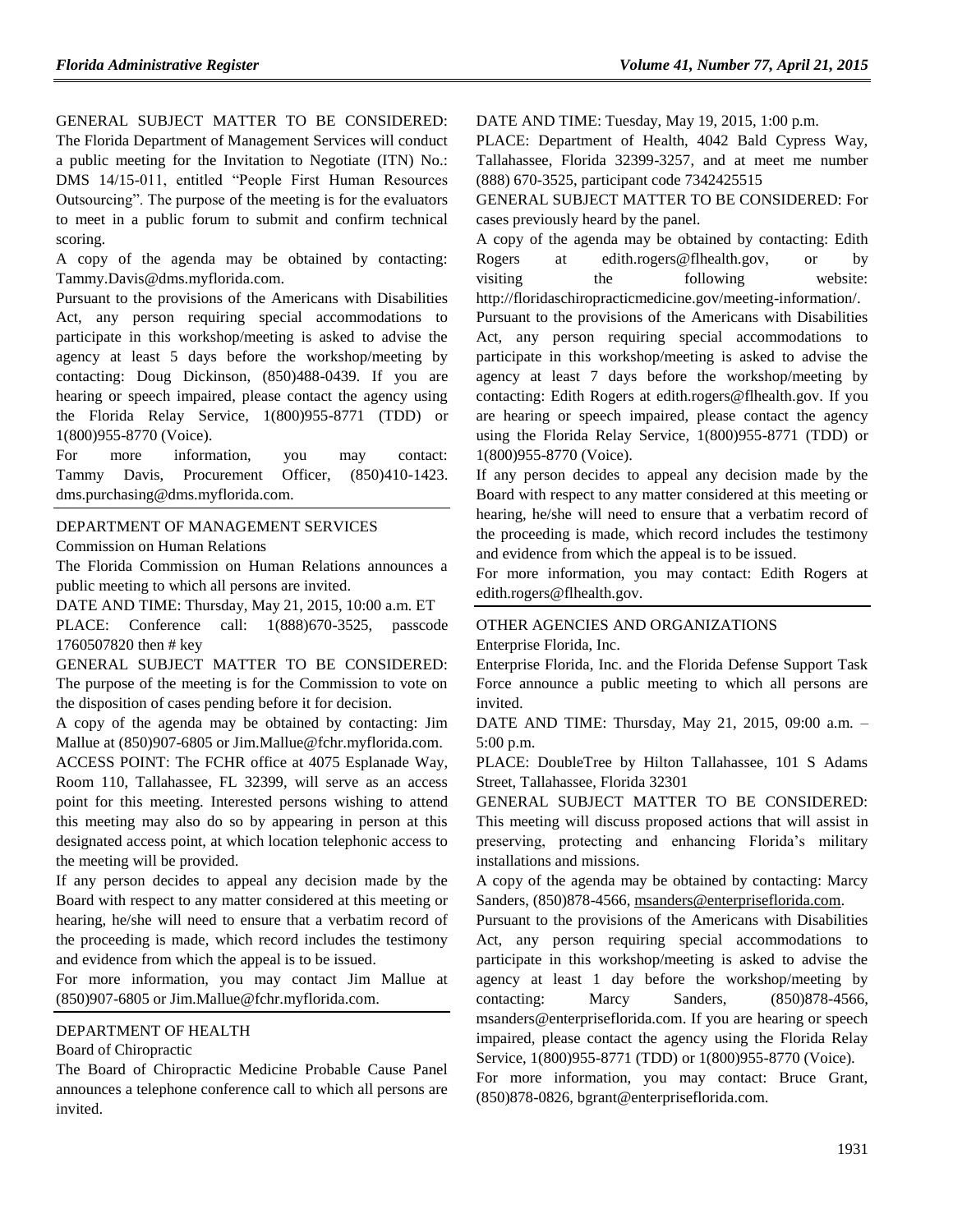GENERAL SUBJECT MATTER TO BE CONSIDERED: The Florida Department of Management Services will conduct a public meeting for the Invitation to Negotiate (ITN) No.: DMS 14/15-011, entitled "People First Human Resources Outsourcing". The purpose of the meeting is for the evaluators to meet in a public forum to submit and confirm technical scoring.

A copy of the agenda may be obtained by contacting: Tammy.Davis@dms.myflorida.com.

Pursuant to the provisions of the Americans with Disabilities Act, any person requiring special accommodations to participate in this workshop/meeting is asked to advise the agency at least 5 days before the workshop/meeting by contacting: Doug Dickinson, (850)488-0439. If you are hearing or speech impaired, please contact the agency using the Florida Relay Service, 1(800)955-8771 (TDD) or 1(800)955-8770 (Voice).

For more information, you may contact: Tammy Davis, Procurement Officer, (850)410-1423. dms.purchasing@dms.myflorida.com.

DEPARTMENT OF MANAGEMENT SERVICES

Commission on Human Relations

The Florida Commission on Human Relations announces a public meeting to which all persons are invited.

DATE AND TIME: Thursday, May 21, 2015, 10:00 a.m. ET

PLACE: Conference call: 1(888)670-3525, passcode 1760507820 then # key

GENERAL SUBJECT MATTER TO BE CONSIDERED: The purpose of the meeting is for the Commission to vote on the disposition of cases pending before it for decision.

A copy of the agenda may be obtained by contacting: Jim Mallue at (850)907-6805 or Jim.Mallue@fchr.myflorida.com.

ACCESS POINT: The FCHR office at 4075 Esplanade Way, Room 110, Tallahassee, FL 32399, will serve as an access point for this meeting. Interested persons wishing to attend this meeting may also do so by appearing in person at this designated access point, at which location telephonic access to the meeting will be provided.

If any person decides to appeal any decision made by the Board with respect to any matter considered at this meeting or hearing, he/she will need to ensure that a verbatim record of the proceeding is made, which record includes the testimony and evidence from which the appeal is to be issued.

For more information, you may contact Jim Mallue at (850)907-6805 or Jim.Mallue@fchr.myflorida.com.

DEPARTMENT OF HEALTH

Board of Chiropractic

The Board of Chiropractic Medicine Probable Cause Panel announces a telephone conference call to which all persons are invited.

DATE AND TIME: Tuesday, May 19, 2015, 1:00 p.m.

PLACE: Department of Health, 4042 Bald Cypress Way, Tallahassee, Florida 32399-3257, and at meet me number (888) 670-3525, participant code 7342425515

GENERAL SUBJECT MATTER TO BE CONSIDERED: For cases previously heard by the panel.

A copy of the agenda may be obtained by contacting: Edith Rogers at edith.rogers@flhealth.gov, or by visiting the following website: http://floridaschiropracticmedicine.gov/meeting-information/.

Pursuant to the provisions of the Americans with Disabilities Act, any person requiring special accommodations to participate in this workshop/meeting is asked to advise the agency at least 7 days before the workshop/meeting by contacting: Edith Rogers at edith.rogers@flhealth.gov. If you are hearing or speech impaired, please contact the agency using the Florida Relay Service, 1(800)955-8771 (TDD) or 1(800)955-8770 (Voice).

If any person decides to appeal any decision made by the Board with respect to any matter considered at this meeting or hearing, he/she will need to ensure that a verbatim record of the proceeding is made, which record includes the testimony and evidence from which the appeal is to be issued.

For more information, you may contact: Edith Rogers at edith.rogers@flhealth.gov.

OTHER AGENCIES AND ORGANIZATIONS

Enterprise Florida, Inc.

Enterprise Florida, Inc. and the Florida Defense Support Task Force announce a public meeting to which all persons are invited.

DATE AND TIME: Thursday, May 21, 2015, 09:00 a.m. – 5:00 p.m.

PLACE: DoubleTree by Hilton Tallahassee, 101 S Adams Street, Tallahassee, Florida 32301

GENERAL SUBJECT MATTER TO BE CONSIDERED: This meeting will discuss proposed actions that will assist in preserving, protecting and enhancing Florida's military installations and missions.

A copy of the agenda may be obtained by contacting: Marcy Sanders, (850)878-4566, msanders@enterpriseflorida.com.

Pursuant to the provisions of the Americans with Disabilities Act, any person requiring special accommodations to participate in this workshop/meeting is asked to advise the agency at least 1 day before the workshop/meeting by contacting: Marcy Sanders, (850)878-4566, msanders@enterpriseflorida.com. If you are hearing or speech impaired, please contact the agency using the Florida Relay Service, 1(800)955-8771 (TDD) or 1(800)955-8770 (Voice).

For more information, you may contact: Bruce Grant, (850)878-0826, bgrant@enterpriseflorida.com.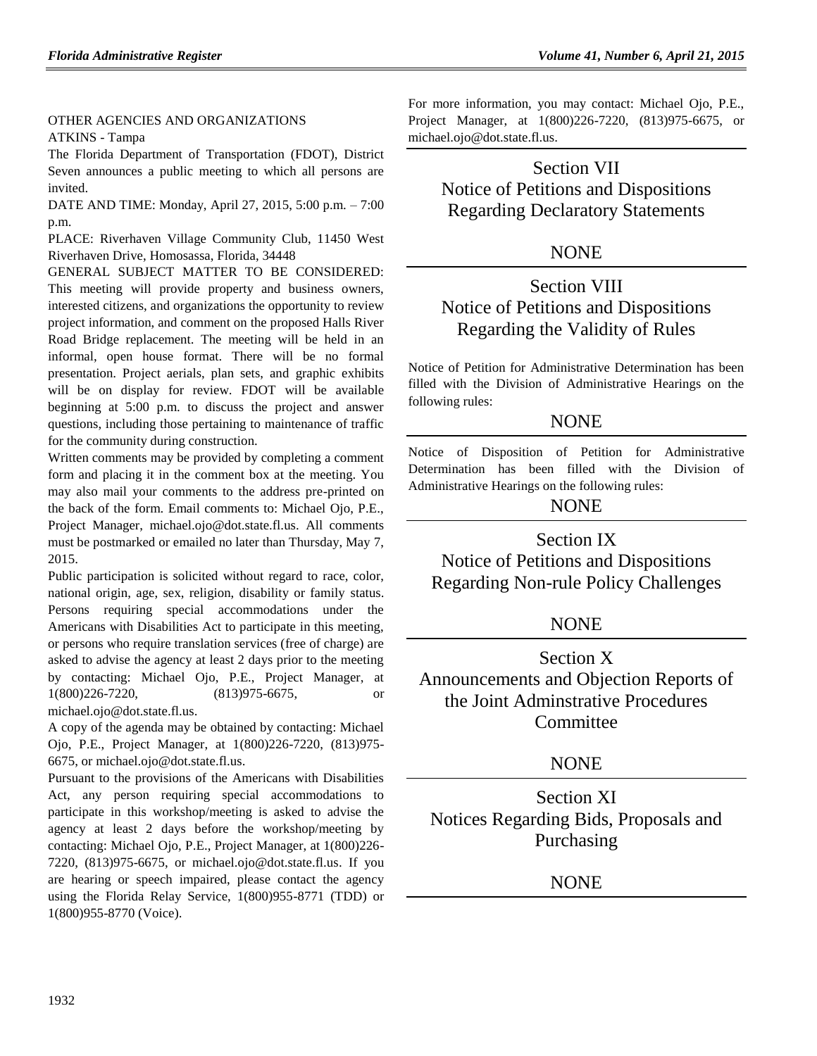OTHER AGENCIES AND ORGANIZATIONS

ATKINS - Tampa

The Florida Department of Transportation (FDOT), District Seven announces a public meeting to which all persons are invited.

DATE AND TIME: Monday, April 27, 2015, 5:00 p.m. – 7:00 p.m.

PLACE: Riverhaven Village Community Club, 11450 West Riverhaven Drive, Homosassa, Florida, 34448

GENERAL SUBJECT MATTER TO BE CONSIDERED: This meeting will provide property and business owners, interested citizens, and organizations the opportunity to review project information, and comment on the proposed Halls River Road Bridge replacement. The meeting will be held in an informal, open house format. There will be no formal presentation. Project aerials, plan sets, and graphic exhibits will be on display for review. FDOT will be available beginning at 5:00 p.m. to discuss the project and answer questions, including those pertaining to maintenance of traffic for the community during construction.

Written comments may be provided by completing a comment form and placing it in the comment box at the meeting. You may also mail your comments to the address pre-printed on the back of the form. Email comments to: Michael Ojo, P.E., Project Manager, michael.ojo@dot.state.fl.us. All comments must be postmarked or emailed no later than Thursday, May 7, 2015.

Public participation is solicited without regard to race, color, national origin, age, sex, religion, disability or family status. Persons requiring special accommodations under the Americans with Disabilities Act to participate in this meeting, or persons who require translation services (free of charge) are asked to advise the agency at least 2 days prior to the meeting by contacting: Michael Ojo, P.E., Project Manager, at 1(800)226-7220, (813)975-6675, or michael.ojo@dot.state.fl.us.

A copy of the agenda may be obtained by contacting: Michael Ojo, P.E., Project Manager, at 1(800)226-7220, (813)975-6675, or michael.ojo@dot.state.fl.us.

Pursuant to the provisions of the Americans with Disabilities Act, any person requiring special accommodations to participate in this workshop/meeting is asked to advise the agency at least 2 days before the workshop/meeting by contacting: Michael Ojo, P.E., Project Manager, at 1(800)226-7220, (813)975-6675, or michael.ojo@dot.state.fl.us. If you are hearing or speech impaired, please contact the agency using the Florida Relay Service, 1(800)955-8771 (TDD) or 1(800)955-8770 (Voice).

For more information, you may contact: Michael Ojo, P.E., Project Manager, at 1(800)226-7220, (813)975-6675, or michael.ojo@dot.state.fl.us.

## Section VII
## Notice of Petitions and Dispositions Regarding Declaratory Statements

NONE

## Section VIII
## Notice of Petitions and Dispositions Regarding the Validity of Rules

Notice of Petition for Administrative Determination has been filled with the Division of Administrative Hearings on the following rules:

NONE

Notice of Disposition of Petition for Administrative Determination has been filled with the Division of Administrative Hearings on the following rules:

NONE

## Section IX
## Notice of Petitions and Dispositions Regarding Non-rule Policy Challenges

NONE

## Section X
## Announcements and Objection Reports of the Joint Adminstrative Procedures Committee

NONE

## Section XI
## Notices Regarding Bids, Proposals and Purchasing

NONE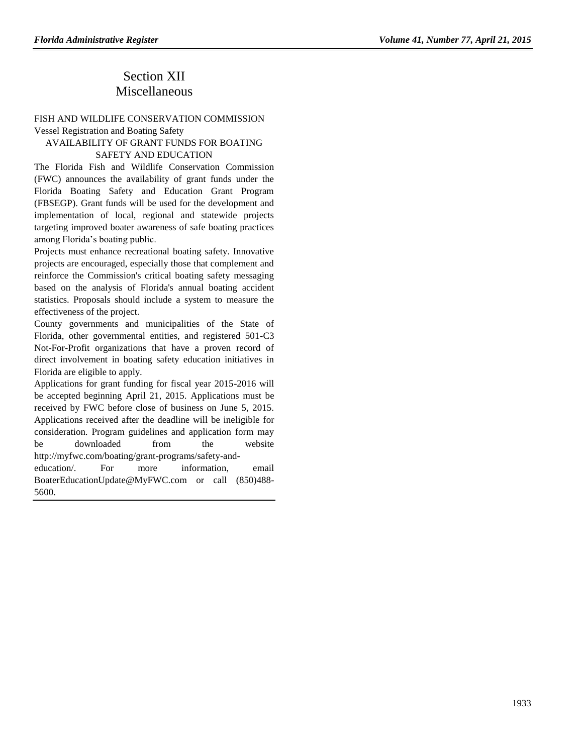# Section XII
# Miscellaneous

FISH AND WILDLIFE CONSERVATION COMMISSION

Vessel Registration and Boating Safety

AVAILABILITY OF GRANT FUNDS FOR BOATING SAFETY AND EDUCATION

The Florida Fish and Wildlife Conservation Commission (FWC) announces the availability of grant funds under the Florida Boating Safety and Education Grant Program (FBSEGP). Grant funds will be used for the development and implementation of local, regional and statewide projects targeting improved boater awareness of safe boating practices among Florida's boating public.

Projects must enhance recreational boating safety. Innovative projects are encouraged, especially those that complement and reinforce the Commission's critical boating safety messaging based on the analysis of Florida's annual boating accident statistics. Proposals should include a system to measure the effectiveness of the project.

County governments and municipalities of the State of Florida, other governmental entities, and registered 501-C3 Not-For-Profit organizations that have a proven record of direct involvement in boating safety education initiatives in Florida are eligible to apply.

Applications for grant funding for fiscal year 2015-2016 will be accepted beginning April 21, 2015. Applications must be received by FWC before close of business on June 5, 2015. Applications received after the deadline will be ineligible for consideration. Program guidelines and application form may be downloaded from the website http://myfwc.com/boating/grant-programs/safety-and-education/. For more information, email BoaterEducationUpdate@MyFWC.com or call (850)488-5600.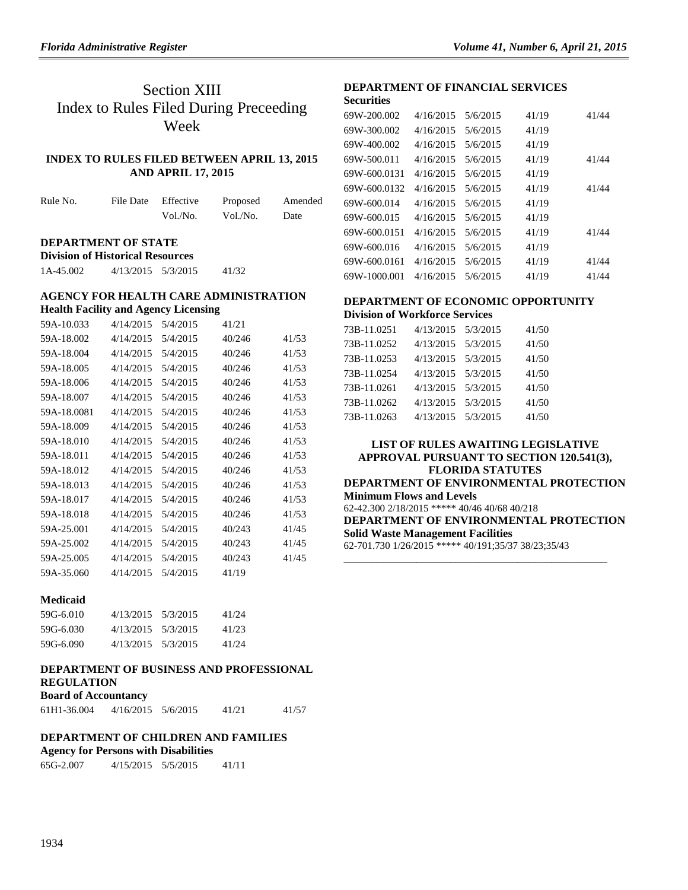# Section XIII Index to Rules Filed During Preceeding Week

## INDEX TO RULES FILED BETWEEN APRIL 13, 2015 AND APRIL 17, 2015

| Rule No. | File Date | Effective Vol./No. | Proposed Vol./No. | Amended Date |
|---|---|---|---|---|
| **DEPARTMENT OF STATE** | | | | |
| **Division of Historical Resources** | | | | |
| 1A-45.002 | 4/13/2015 | 5/3/2015 | 41/32 | |
| **AGENCY FOR HEALTH CARE ADMINISTRATION** | | | | |
| **Health Facility and Agency Licensing** | | | | |
| 59A-10.033 | 4/14/2015 | 5/4/2015 | 41/21 | |
| 59A-18.002 | 4/14/2015 | 5/4/2015 | 40/246 | 41/53 |
| 59A-18.004 | 4/14/2015 | 5/4/2015 | 40/246 | 41/53 |
| 59A-18.005 | 4/14/2015 | 5/4/2015 | 40/246 | 41/53 |
| 59A-18.006 | 4/14/2015 | 5/4/2015 | 40/246 | 41/53 |
| 59A-18.007 | 4/14/2015 | 5/4/2015 | 40/246 | 41/53 |
| 59A-18.0081 | 4/14/2015 | 5/4/2015 | 40/246 | 41/53 |
| 59A-18.009 | 4/14/2015 | 5/4/2015 | 40/246 | 41/53 |
| 59A-18.010 | 4/14/2015 | 5/4/2015 | 40/246 | 41/53 |
| 59A-18.011 | 4/14/2015 | 5/4/2015 | 40/246 | 41/53 |
| 59A-18.012 | 4/14/2015 | 5/4/2015 | 40/246 | 41/53 |
| 59A-18.013 | 4/14/2015 | 5/4/2015 | 40/246 | 41/53 |
| 59A-18.017 | 4/14/2015 | 5/4/2015 | 40/246 | 41/53 |
| 59A-18.018 | 4/14/2015 | 5/4/2015 | 40/246 | 41/53 |
| 59A-25.001 | 4/14/2015 | 5/4/2015 | 40/243 | 41/45 |
| 59A-25.002 | 4/14/2015 | 5/4/2015 | 40/243 | 41/45 |
| 59A-25.005 | 4/14/2015 | 5/4/2015 | 40/243 | 41/45 |
| 59A-35.060 | 4/14/2015 | 5/4/2015 | 41/19 | |
| **Medicaid** | | | | |
| 59G-6.010 | 4/13/2015 | 5/3/2015 | 41/24 | |
| 59G-6.030 | 4/13/2015 | 5/3/2015 | 41/23 | |
| 59G-6.090 | 4/13/2015 | 5/3/2015 | 41/24 | |
| **DEPARTMENT OF BUSINESS AND PROFESSIONAL REGULATION** | | | | |
| **Board of Accountancy** | | | | |
| 61H1-36.004 | 4/16/2015 | 5/6/2015 | 41/21 | 41/57 |
| **DEPARTMENT OF CHILDREN AND FAMILIES** | | | | |
| **Agency for Persons with Disabilities** | | | | |
| 65G-2.007 | 4/15/2015 | 5/5/2015 | 41/11 | |
| **DEPARTMENT OF FINANCIAL SERVICES** | | | | |
| **Securities** | | | | |
| 69W-200.002 | 4/16/2015 | 5/6/2015 | 41/19 | 41/44 |
| 69W-300.002 | 4/16/2015 | 5/6/2015 | 41/19 | |
| 69W-400.002 | 4/16/2015 | 5/6/2015 | 41/19 | |
| 69W-500.011 | 4/16/2015 | 5/6/2015 | 41/19 | 41/44 |
| 69W-600.0131 | 4/16/2015 | 5/6/2015 | 41/19 | |
| 69W-600.0132 | 4/16/2015 | 5/6/2015 | 41/19 | 41/44 |
| 69W-600.014 | 4/16/2015 | 5/6/2015 | 41/19 | |
| 69W-600.015 | 4/16/2015 | 5/6/2015 | 41/19 | |
| 69W-600.0151 | 4/16/2015 | 5/6/2015 | 41/19 | 41/44 |
| 69W-600.016 | 4/16/2015 | 5/6/2015 | 41/19 | |
| 69W-600.0161 | 4/16/2015 | 5/6/2015 | 41/19 | 41/44 |
| 69W-1000.001 | 4/16/2015 | 5/6/2015 | 41/19 | 41/44 |
| **DEPARTMENT OF ECONOMIC OPPORTUNITY** | | | | |
| **Division of Workforce Services** | | | | |
| 73B-11.0251 | 4/13/2015 | 5/3/2015 | 41/50 | |
| 73B-11.0252 | 4/13/2015 | 5/3/2015 | 41/50 | |
| 73B-11.0253 | 4/13/2015 | 5/3/2015 | 41/50 | |
| 73B-11.0254 | 4/13/2015 | 5/3/2015 | 41/50 | |
| 73B-11.0261 | 4/13/2015 | 5/3/2015 | 41/50 | |
| 73B-11.0262 | 4/13/2015 | 5/3/2015 | 41/50 | |
| 73B-11.0263 | 4/13/2015 | 5/3/2015 | 41/50 | |

## LIST OF RULES AWAITING LEGISLATIVE APPROVAL PURSUANT TO SECTION 120.541(3), FLORIDA STATUTES

**DEPARTMENT OF ENVIRONMENTAL PROTECTION**

**Minimum Flows and Levels**

62-42.300 2/18/2015 ***** 40/46 40/68 40/218

**DEPARTMENT OF ENVIRONMENTAL PROTECTION**

**Solid Waste Management Facilities**

62-701.730 1/26/2015 ***** 40/191;35/37 38/23;35/43